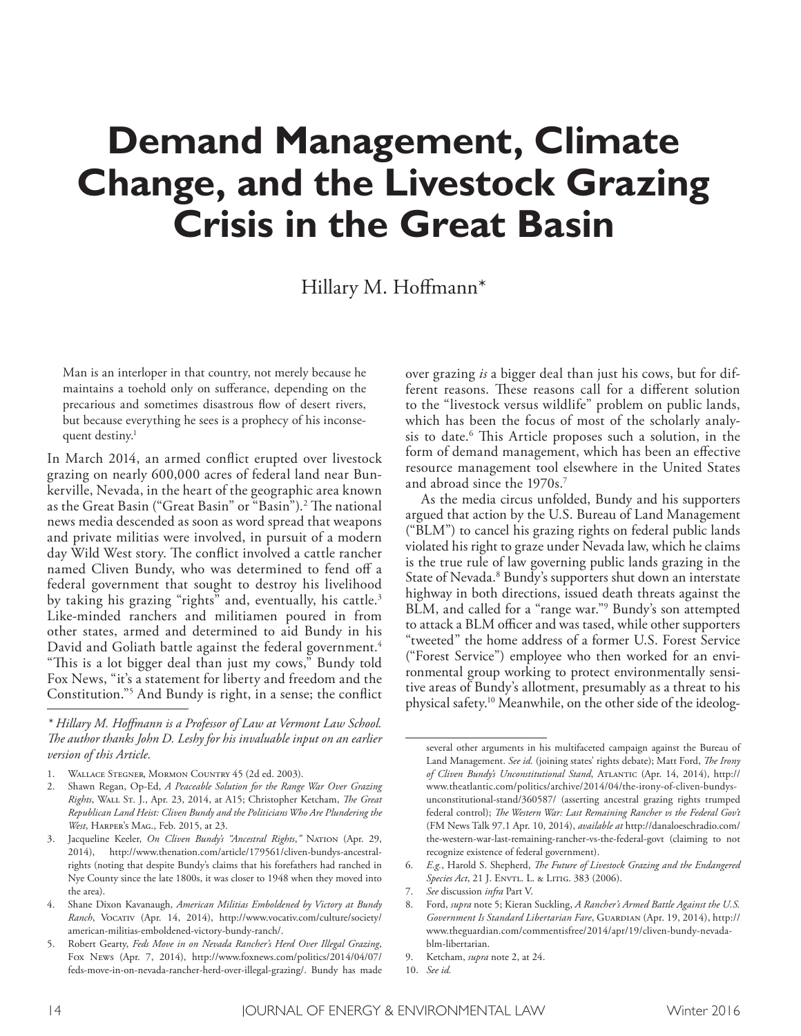# Demand Management, Climate Change, and the Livestock Grazing Crisis in the Great Basin

Hillary M. Hoffmann*

> Man is an interloper in that country, not merely because he maintains a toehold only on sufferance, depending on the precarious and sometimes disastrous flow of desert rivers, but because everything he sees is a prophecy of his inconsequent destiny.[1]

In March 2014, an armed conflict erupted over livestock grazing on nearly 600,000 acres of federal land near Bunkerville, Nevada, in the heart of the geographic area known as the Great Basin ("Great Basin" or "Basin").[2] The national news media descended as soon as word spread that weapons and private militias were involved, in pursuit of a modern day Wild West story. The conflict involved a cattle rancher named Cliven Bundy, who was determined to fend off a federal government that sought to destroy his livelihood by taking his grazing "rights" and, eventually, his cattle.[3] Like-minded ranchers and militiamen poured in from other states, armed and determined to aid Bundy in his David and Goliath battle against the federal government.[4] "This is a lot bigger deal than just my cows," Bundy told Fox News, "it's a statement for liberty and freedom and the Constitution."[5] And Bundy is right, in a sense; the conflict over grazing *is* a bigger deal than just his cows, but for different reasons. These reasons call for a different solution to the "livestock versus wildlife" problem on public lands, which has been the focus of most of the scholarly analysis to date.[6] This Article proposes such a solution, in the form of demand management, which has been an effective resource management tool elsewhere in the United States and abroad since the 1970s.[7]

As the media circus unfolded, Bundy and his supporters argued that action by the U.S. Bureau of Land Management ("BLM") to cancel his grazing rights on federal public lands violated his right to graze under Nevada law, which he claims is the true rule of law governing public lands grazing in the State of Nevada.[8] Bundy's supporters shut down an interstate highway in both directions, issued death threats against the BLM, and called for a "range war."[9] Bundy's son attempted to attack a BLM officer and was tased, while other supporters "tweeted" the home address of a former U.S. Forest Service ("Forest Service") employee who then worked for an environmental group working to protect environmentally sensitive areas of Bundy's allotment, presumably as a threat to his physical safety.[10] Meanwhile, on the other side of the ideolog-

---

*\* Hillary M. Hoffmann is a Professor of Law at Vermont Law School. The author thanks John D. Leshy for his invaluable input on an earlier version of this Article.*

1. Wallace Stegner, Mormon Country 45 (2d ed. 2003).
2. Shawn Regan, Op-Ed, *A Peaceable Solution for the Range War Over Grazing Rights*, Wall St. J., Apr. 23, 2014, at A15; Christopher Ketcham, *The Great Republican Land Heist: Cliven Bundy and the Politicians Who Are Plundering the West*, Harper's Mag., Feb. 2015, at 23.
3. Jacqueline Keeler, *On Cliven Bundy's "Ancestral Rights*,*"* Nation (Apr. 29, 2014), http://www.thenation.com/article/179561/cliven-bundys-ancestral-rights (noting that despite Bundy's claims that his forefathers had ranched in Nye County since the late 1800s, it was closer to 1948 when they moved into the area).
4. Shane Dixon Kavanaugh, *American Militias Emboldened by Victory at Bundy Ranch*, Vocativ (Apr. 14, 2014), http://www.vocativ.com/culture/society/american-militias-emboldened-victory-bundy-ranch/.
5. Robert Gearty, *Feds Move in on Nevada Rancher's Herd Over Illegal Grazing*, Fox News (Apr. 7, 2014), http://www.foxnews.com/politics/2014/04/07/feds-move-in-on-nevada-rancher-herd-over-illegal-grazing/. Bundy has made several other arguments in his multifaceted campaign against the Bureau of Land Management. *See id.* (joining states' rights debate); Matt Ford, *The Irony of Cliven Bundy's Unconstitutional Stand*, Atlantic (Apr. 14, 2014), http://www.theatlantic.com/politics/archive/2014/04/the-irony-of-cliven-bundys-unconstitutional-stand/360587/ (asserting ancestral grazing rights trumped federal control); *The Western War: Last Remaining Rancher vs the Federal Gov't* (FM News Talk 97.1 Apr. 10, 2014), *available at* http://danaloeschradio.com/the-western-war-last-remaining-rancher-vs-the-federal-govt (claiming to not recognize existence of federal government).
6. *E.g.*, Harold S. Shepherd, *The Future of Livestock Grazing and the Endangered Species Act*, 21 J. Envtl. L. & Litig. 383 (2006).
7. *See* discussion *infra* Part V.
8. Ford, *supra* note 5; Kieran Suckling, *A Rancher's Armed Battle Against the U.S. Government Is Standard Libertarian Fare*, Guardian (Apr. 19, 2014), http://www.theguardian.com/commentisfree/2014/apr/19/cliven-bundy-nevada-blm-libertarian.
9. Ketcham, *supra* note 2, at 24.
10. *See id.*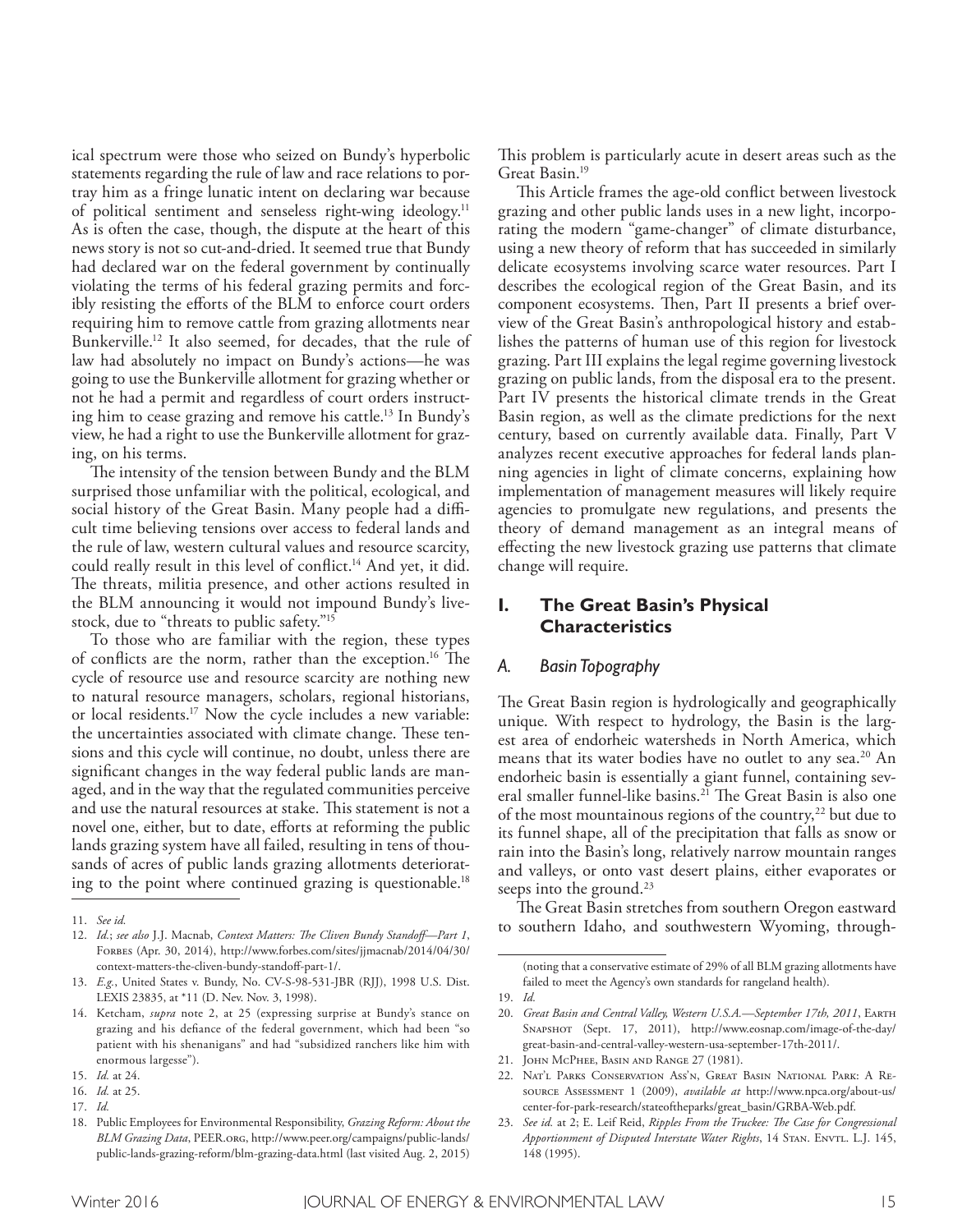ical spectrum were those who seized on Bundy's hyperbolic statements regarding the rule of law and race relations to portray him as a fringe lunatic intent on declaring war because of political sentiment and senseless right-wing ideology.[11] As is often the case, though, the dispute at the heart of this news story is not so cut-and-dried. It seemed true that Bundy had declared war on the federal government by continually violating the terms of his federal grazing permits and forcibly resisting the efforts of the BLM to enforce court orders requiring him to remove cattle from grazing allotments near Bunkerville.[12] It also seemed, for decades, that the rule of law had absolutely no impact on Bundy's actions—he was going to use the Bunkerville allotment for grazing whether or not he had a permit and regardless of court orders instructing him to cease grazing and remove his cattle.[13] In Bundy's view, he had a right to use the Bunkerville allotment for grazing, on his terms.

The intensity of the tension between Bundy and the BLM surprised those unfamiliar with the political, ecological, and social history of the Great Basin. Many people had a difficult time believing tensions over access to federal lands and the rule of law, western cultural values and resource scarcity, could really result in this level of conflict.[14] And yet, it did. The threats, militia presence, and other actions resulted in the BLM announcing it would not impound Bundy's livestock, due to "threats to public safety."[15]

To those who are familiar with the region, these types of conflicts are the norm, rather than the exception.[16] The cycle of resource use and resource scarcity are nothing new to natural resource managers, scholars, regional historians, or local residents.[17] Now the cycle includes a new variable: the uncertainties associated with climate change. These tensions and this cycle will continue, no doubt, unless there are significant changes in the way federal public lands are managed, and in the way that the regulated communities perceive and use the natural resources at stake. This statement is not a novel one, either, but to date, efforts at reforming the public lands grazing system have all failed, resulting in tens of thousands of acres of public lands grazing allotments deteriorating to the point where continued grazing is questionable.[18] This problem is particularly acute in desert areas such as the Great Basin.[19]

This Article frames the age-old conflict between livestock grazing and other public lands uses in a new light, incorporating the modern "game-changer" of climate disturbance, using a new theory of reform that has succeeded in similarly delicate ecosystems involving scarce water resources. Part I describes the ecological region of the Great Basin, and its component ecosystems. Then, Part II presents a brief overview of the Great Basin's anthropological history and establishes the patterns of human use of this region for livestock grazing. Part III explains the legal regime governing livestock grazing on public lands, from the disposal era to the present. Part IV presents the historical climate trends in the Great Basin region, as well as the climate predictions for the next century, based on currently available data. Finally, Part V analyzes recent executive approaches for federal lands planning agencies in light of climate concerns, explaining how implementation of management measures will likely require agencies to promulgate new regulations, and presents the theory of demand management as an integral means of effecting the new livestock grazing use patterns that climate change will require.

## I. The Great Basin's Physical Characteristics

### *A. Basin Topography*

The Great Basin region is hydrologically and geographically unique. With respect to hydrology, the Basin is the largest area of endorheic watersheds in North America, which means that its water bodies have no outlet to any sea.[20] An endorheic basin is essentially a giant funnel, containing several smaller funnel-like basins.[21] The Great Basin is also one of the most mountainous regions of the country,[22] but due to its funnel shape, all of the precipitation that falls as snow or rain into the Basin's long, relatively narrow mountain ranges and valleys, or onto vast desert plains, either evaporates or seeps into the ground.[23]

The Great Basin stretches from southern Oregon eastward to southern Idaho, and southwestern Wyoming, through-

---

11. *See id.*
12. *Id.*; *see also* J.J. Macnab, *Context Matters: The Cliven Bundy Standoff—Part 1*, Forbes (Apr. 30, 2014), http://www.forbes.com/sites/jjmacnab/2014/04/30/context-matters-the-cliven-bundy-standoff-part-1/.
13. *E.g.*, United States v. Bundy, No. CV-S-98-531-JBR (RJJ), 1998 U.S. Dist. LEXIS 23835, at *11 (D. Nev. Nov. 3, 1998).
14. Ketcham, *supra* note 2, at 25 (expressing surprise at Bundy's stance on grazing and his defiance of the federal government, which had been "so patient with his shenanigans" and had "subsidized ranchers like him with enormous largesse").
15. *Id.* at 24.
16. *Id.* at 25.
17. *Id.*
18. Public Employees for Environmental Responsibility, *Grazing Reform: About the BLM Grazing Data*, PEER.org, http://www.peer.org/campaigns/public-lands/public-lands-grazing-reform/blm-grazing-data.html (last visited Aug. 2, 2015) (noting that a conservative estimate of 29% of all BLM grazing allotments have failed to meet the Agency's own standards for rangeland health).
19. *Id.*
20. *Great Basin and Central Valley, Western U.S.A.—September 17th, 2011*, Earth Snapshot (Sept. 17, 2011), http://www.eosnap.com/image-of-the-day/great-basin-and-central-valley-western-usa-september-17th-2011/.
21. John McPhee, Basin and Range 27 (1981).
22. Nat'l Parks Conservation Ass'n, Great Basin National Park: A Resource Assessment 1 (2009), *available at* http://www.npca.org/about-us/center-for-park-research/stateoftheparks/great_basin/GRBA-Web.pdf.
23. *See id.* at 2; E. Leif Reid, *Ripples From the Truckee: The Case for Congressional Apportionment of Disputed Interstate Water Rights*, 14 Stan. Envtl. L.J. 145, 148 (1995).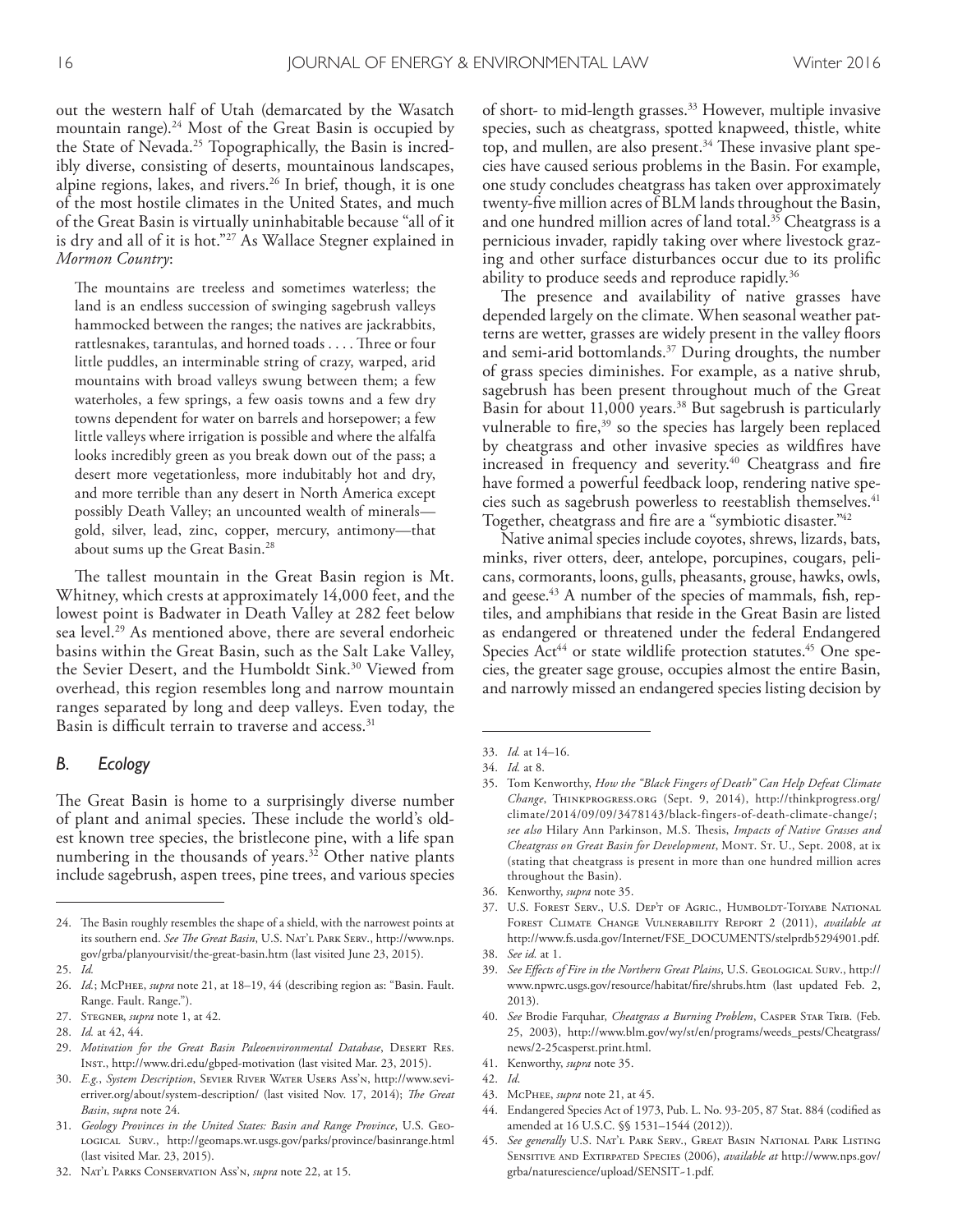out the western half of Utah (demarcated by the Wasatch mountain range).[24] Most of the Great Basin is occupied by the State of Nevada.[25] Topographically, the Basin is incredibly diverse, consisting of deserts, mountainous landscapes, alpine regions, lakes, and rivers.[26] In brief, though, it is one of the most hostile climates in the United States, and much of the Great Basin is virtually uninhabitable because "all of it is dry and all of it is hot."[27] As Wallace Stegner explained in *Mormon Country*:

> The mountains are treeless and sometimes waterless; the land is an endless succession of swinging sagebrush valleys hammocked between the ranges; the natives are jackrabbits, rattlesnakes, tarantulas, and horned toads . . . . Three or four little puddles, an interminable string of crazy, warped, arid mountains with broad valleys swung between them; a few waterholes, a few springs, a few oasis towns and a few dry towns dependent for water on barrels and horsepower; a few little valleys where irrigation is possible and where the alfalfa looks incredibly green as you break down out of the pass; a desert more vegetationless, more indubitably hot and dry, and more terrible than any desert in North America except possibly Death Valley; an uncounted wealth of minerals—gold, silver, lead, zinc, copper, mercury, antimony—that about sums up the Great Basin.[28]

The tallest mountain in the Great Basin region is Mt. Whitney, which crests at approximately 14,000 feet, and the lowest point is Badwater in Death Valley at 282 feet below sea level.[29] As mentioned above, there are several endorheic basins within the Great Basin, such as the Salt Lake Valley, the Sevier Desert, and the Humboldt Sink.[30] Viewed from overhead, this region resembles long and narrow mountain ranges separated by long and deep valleys. Even today, the Basin is difficult terrain to traverse and access.[31]

### *B. Ecology*

The Great Basin is home to a surprisingly diverse number of plant and animal species. These include the world's oldest known tree species, the bristlecone pine, with a life span numbering in the thousands of years.[32] Other native plants include sagebrush, aspen trees, pine trees, and various species of short- to mid-length grasses.[33] However, multiple invasive species, such as cheatgrass, spotted knapweed, thistle, white top, and mullen, are also present.[34] These invasive plant species have caused serious problems in the Basin. For example, one study concludes cheatgrass has taken over approximately twenty-five million acres of BLM lands throughout the Basin, and one hundred million acres of land total.[35] Cheatgrass is a pernicious invader, rapidly taking over where livestock grazing and other surface disturbances occur due to its prolific ability to produce seeds and reproduce rapidly.[36]

The presence and availability of native grasses have depended largely on the climate. When seasonal weather patterns are wetter, grasses are widely present in the valley floors and semi-arid bottomlands.[37] During droughts, the number of grass species diminishes. For example, as a native shrub, sagebrush has been present throughout much of the Great Basin for about 11,000 years.[38] But sagebrush is particularly vulnerable to fire,[39] so the species has largely been replaced by cheatgrass and other invasive species as wildfires have increased in frequency and severity.[40] Cheatgrass and fire have formed a powerful feedback loop, rendering native species such as sagebrush powerless to reestablish themselves.[41] Together, cheatgrass and fire are a "symbiotic disaster."[42]

Native animal species include coyotes, shrews, lizards, bats, minks, river otters, deer, antelope, porcupines, cougars, pelicans, cormorants, loons, gulls, pheasants, grouse, hawks, owls, and geese.[43] A number of the species of mammals, fish, reptiles, and amphibians that reside in the Great Basin are listed as endangered or threatened under the federal Endangered Species Act[44] or state wildlife protection statutes.[45] One species, the greater sage grouse, occupies almost the entire Basin, and narrowly missed an endangered species listing decision by

---

24. The Basin roughly resembles the shape of a shield, with the narrowest points at its southern end. *See The Great Basin*, U.S. Nat'l Park Serv., http://www.nps.gov/grba/planyourvisit/the-great-basin.htm (last visited June 23, 2015).
25. *Id.*
26. *Id.*; McPhee, *supra* note 21, at 18–19, 44 (describing region as: "Basin. Fault. Range. Fault. Range.").
27. Stegner, *supra* note 1, at 42.
28. *Id.* at 42, 44.
29. *Motivation for the Great Basin Paleoenvironmental Database*, Desert Res. Inst., http://www.dri.edu/gbped-motivation (last visited Mar. 23, 2015).
30. *E.g.*, *System Description*, Sevier River Water Users Ass'n, http://www.sevierriver.org/about/system-description/ (last visited Nov. 17, 2014); *The Great Basin*, *supra* note 24.
31. *Geology Provinces in the United States: Basin and Range Province*, U.S. Geological Surv., http://geomaps.wr.usgs.gov/parks/province/basinrange.html (last visited Mar. 23, 2015).
32. Nat'l Parks Conservation Ass'n, *supra* note 22, at 15.
33. *Id.* at 14–16.
34. *Id.* at 8.
35. Tom Kenworthy, *How the "Black Fingers of Death" Can Help Defeat Climate Change*, Thinkprogress.org (Sept. 9, 2014), http://thinkprogress.org/climate/2014/09/09/3478143/black-fingers-of-death-climate-change/; *see also* Hilary Ann Parkinson, M.S. Thesis, *Impacts of Native Grasses and Cheatgrass on Great Basin for Development*, Mont. St. U., Sept. 2008, at ix (stating that cheatgrass is present in more than one hundred million acres throughout the Basin).
36. Kenworthy, *supra* note 35.
37. U.S. Forest Serv., U.S. Dep't of Agric., Humboldt-Toiyabe National Forest Climate Change Vulnerability Report 2 (2011), *available at* http://www.fs.usda.gov/Internet/FSE_DOCUMENTS/stelprdb5294901.pdf.
38. *See id.* at 1.
39. *See Effects of Fire in the Northern Great Plains*, U.S. Geological Surv., http://www.npwrc.usgs.gov/resource/habitat/fire/shrubs.htm (last updated Feb. 2, 2013).
40. *See* Brodie Farquhar, *Cheatgrass a Burning Problem*, Casper Star Trib. (Feb. 25, 2003), http://www.blm.gov/wy/st/en/programs/weeds_pests/Cheatgrass/news/2-25casperst.print.html.
41. Kenworthy, *supra* note 35.
42. *Id.*
43. McPhee, *supra* note 21, at 45.
44. Endangered Species Act of 1973, Pub. L. No. 93-205, 87 Stat. 884 (codified as amended at 16 U.S.C. §§ 1531–1544 (2012)).
45. *See generally* U.S. Nat'l Park Serv., Great Basin National Park Listing Sensitive and Extirpated Species (2006), *available at* http://www.nps.gov/grba/naturescience/upload/SENSIT~1.pdf.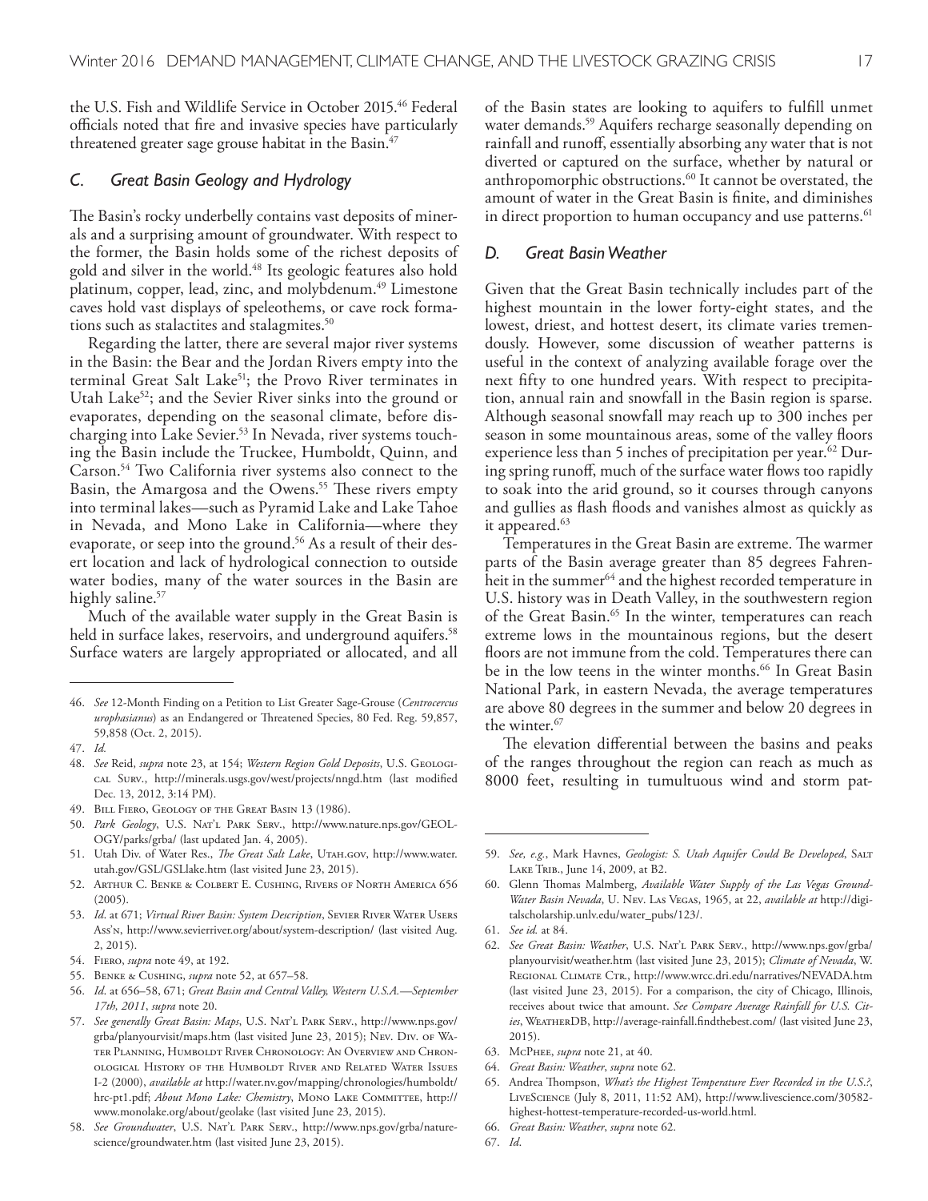the U.S. Fish and Wildlife Service in October 2015.[46] Federal officials noted that fire and invasive species have particularly threatened greater sage grouse habitat in the Basin.[47]

### *C. Great Basin Geology and Hydrology*

The Basin's rocky underbelly contains vast deposits of minerals and a surprising amount of groundwater. With respect to the former, the Basin holds some of the richest deposits of gold and silver in the world.[48] Its geologic features also hold platinum, copper, lead, zinc, and molybdenum.[49] Limestone caves hold vast displays of speleothems, or cave rock formations such as stalactites and stalagmites.[50]

Regarding the latter, there are several major river systems in the Basin: the Bear and the Jordan Rivers empty into the terminal Great Salt Lake[51]; the Provo River terminates in Utah Lake[52]; and the Sevier River sinks into the ground or evaporates, depending on the seasonal climate, before discharging into Lake Sevier.[53] In Nevada, river systems touching the Basin include the Truckee, Humboldt, Quinn, and Carson.[54] Two California river systems also connect to the Basin, the Amargosa and the Owens.[55] These rivers empty into terminal lakes—such as Pyramid Lake and Lake Tahoe in Nevada, and Mono Lake in California—where they evaporate, or seep into the ground.[56] As a result of their desert location and lack of hydrological connection to outside water bodies, many of the water sources in the Basin are highly saline.[57]

Much of the available water supply in the Great Basin is held in surface lakes, reservoirs, and underground aquifers.[58] Surface waters are largely appropriated or allocated, and all of the Basin states are looking to aquifers to fulfill unmet water demands.[59] Aquifers recharge seasonally depending on rainfall and runoff, essentially absorbing any water that is not diverted or captured on the surface, whether by natural or anthropomorphic obstructions.[60] It cannot be overstated, the amount of water in the Great Basin is finite, and diminishes in direct proportion to human occupancy and use patterns.[61]

### *D. Great Basin Weather*

Given that the Great Basin technically includes part of the highest mountain in the lower forty-eight states, and the lowest, driest, and hottest desert, its climate varies tremendously. However, some discussion of weather patterns is useful in the context of analyzing available forage over the next fifty to one hundred years. With respect to precipitation, annual rain and snowfall in the Basin region is sparse. Although seasonal snowfall may reach up to 300 inches per season in some mountainous areas, some of the valley floors experience less than 5 inches of precipitation per year.[62] During spring runoff, much of the surface water flows too rapidly to soak into the arid ground, so it courses through canyons and gullies as flash floods and vanishes almost as quickly as it appeared.[63]

Temperatures in the Great Basin are extreme. The warmer parts of the Basin average greater than 85 degrees Fahrenheit in the summer[64] and the highest recorded temperature in U.S. history was in Death Valley, in the southwestern region of the Great Basin.[65] In the winter, temperatures can reach extreme lows in the mountainous regions, but the desert floors are not immune from the cold. Temperatures there can be in the low teens in the winter months.[66] In Great Basin National Park, in eastern Nevada, the average temperatures are above 80 degrees in the summer and below 20 degrees in the winter.[67]

The elevation differential between the basins and peaks of the ranges throughout the region can reach as much as 8000 feet, resulting in tumultuous wind and storm pat-

---

46. *See* 12-Month Finding on a Petition to List Greater Sage-Grouse (*Centrocercus urophasianus*) as an Endangered or Threatened Species, 80 Fed. Reg. 59,857, 59,858 (Oct. 2, 2015).
47. *Id.*
48. *See* Reid, *supra* note 23, at 154; *Western Region Gold Deposits*, U.S. Geological Surv., http://minerals.usgs.gov/west/projects/nngd.htm (last modified Dec. 13, 2012, 3:14 PM).
49. Bill Fiero, Geology of the Great Basin 13 (1986).
50. *Park Geology*, U.S. Nat'l Park Serv., http://www.nature.nps.gov/GEOLOGY/parks/grba/ (last updated Jan. 4, 2005).
51. Utah Div. of Water Res., *The Great Salt Lake*, Utah.gov, http://www.water.utah.gov/GSL/GSLlake.htm (last visited June 23, 2015).
52. Arthur C. Benke & Colbert E. Cushing, Rivers of North America 656 (2005).
53. *Id*. at 671; *Virtual River Basin: System Description*, Sevier River Water Users Ass'n, http://www.sevierriver.org/about/system-description/ (last visited Aug. 2, 2015).
54. Fiero, *supra* note 49, at 192.
55. Benke & Cushing, *supra* note 52, at 657–58.
56. *Id*. at 656–58, 671; *Great Basin and Central Valley, Western U.S.A.—September 17th, 2011*, *supra* note 20.
57. *See generally Great Basin: Maps*, U.S. Nat'l Park Serv., http://www.nps.gov/grba/planyourvisit/maps.htm (last visited June 23, 2015); Nev. Div. of Water Planning, Humboldt River Chronology: An Overview and Chronological History of the Humboldt River and Related Water Issues I-2 (2000), *available at* http://water.nv.gov/mapping/chronologies/humboldt/hrc-pt1.pdf; *About Mono Lake: Chemistry*, Mono Lake Committee, http://www.monolake.org/about/geolake (last visited June 23, 2015).
58. *See Groundwater*, U.S. Nat'l Park Serv., http://www.nps.gov/grba/naturescience/groundwater.htm (last visited June 23, 2015).
59. *See, e.g.*, Mark Havnes, *Geologist: S. Utah Aquifer Could Be Developed*, Salt Lake Trib., June 14, 2009, at B2.
60. Glenn Thomas Malmberg, *Available Water Supply of the Las Vegas Ground-Water Basin Nevada*, U. Nev. Las Vegas, 1965, at 22, *available at* http://digitalscholarship.unlv.edu/water_pubs/123/.
61. *See id.* at 84.
62. *See Great Basin: Weather*, U.S. Nat'l Park Serv., http://www.nps.gov/grba/planyourvisit/weather.htm (last visited June 23, 2015); *Climate of Nevada*, W. Regional Climate Ctr., http://www.wrcc.dri.edu/narratives/NEVADA.htm (last visited June 23, 2015). For a comparison, the city of Chicago, Illinois, receives about twice that amount. *See Compare Average Rainfall for U.S. Cities*, WeatherDB, http://average-rainfall.findthebest.com/ (last visited June 23, 2015).
63. McPhee, *supra* note 21, at 40.
64. *Great Basin: Weather*, *supra* note 62.
65. Andrea Thompson, *What's the Highest Temperature Ever Recorded in the U.S.?*, LiveScience (July 8, 2011, 11:52 AM), http://www.livescience.com/30582-highest-hottest-temperature-recorded-us-world.html.
66. *Great Basin: Weather*, *supra* note 62.
67. *Id*.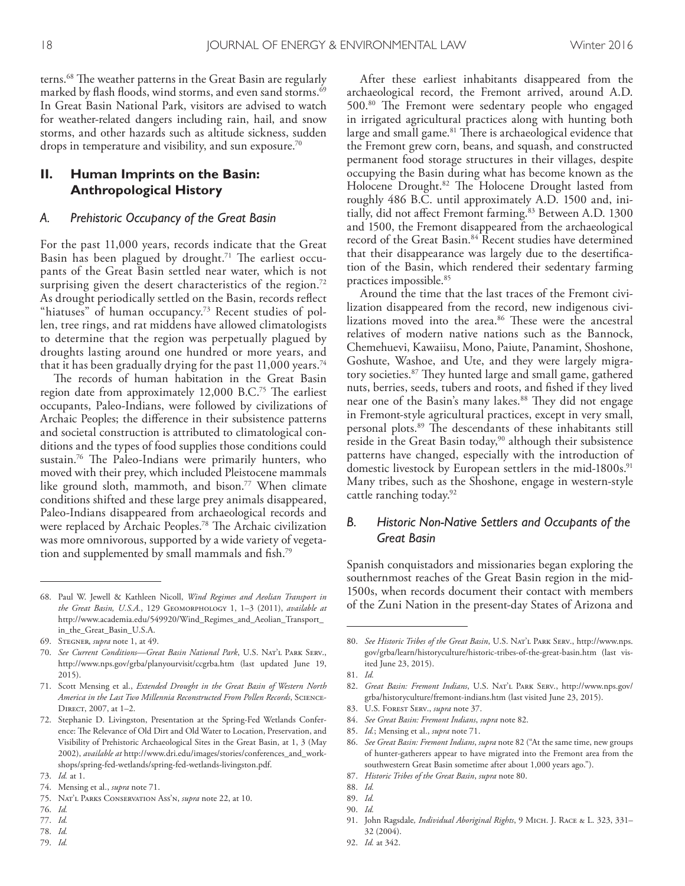terns.[68] The weather patterns in the Great Basin are regularly marked by flash floods, wind storms, and even sand storms.[69] In Great Basin National Park, visitors are advised to watch for weather-related dangers including rain, hail, and snow storms, and other hazards such as altitude sickness, sudden drops in temperature and visibility, and sun exposure.[70]

## II. Human Imprints on the Basin: Anthropological History

### *A. Prehistoric Occupancy of the Great Basin*

For the past 11,000 years, records indicate that the Great Basin has been plagued by drought.[71] The earliest occupants of the Great Basin settled near water, which is not surprising given the desert characteristics of the region.[72] As drought periodically settled on the Basin, records reflect "hiatuses" of human occupancy.[73] Recent studies of pollen, tree rings, and rat middens have allowed climatologists to determine that the region was perpetually plagued by droughts lasting around one hundred or more years, and that it has been gradually drying for the past 11,000 years.[74]

The records of human habitation in the Great Basin region date from approximately 12,000 B.C.[75] The earliest occupants, Paleo-Indians, were followed by civilizations of Archaic Peoples; the difference in their subsistence patterns and societal construction is attributed to climatological conditions and the types of food supplies those conditions could sustain.[76] The Paleo-Indians were primarily hunters, who moved with their prey, which included Pleistocene mammals like ground sloth, mammoth, and bison.[77] When climate conditions shifted and these large prey animals disappeared, Paleo-Indians disappeared from archaeological records and were replaced by Archaic Peoples.[78] The Archaic civilization was more omnivorous, supported by a wide variety of vegetation and supplemented by small mammals and fish.[79]

After these earliest inhabitants disappeared from the archaeological record, the Fremont arrived, around A.D. 500.[80] The Fremont were sedentary people who engaged in irrigated agricultural practices along with hunting both large and small game.[81] There is archaeological evidence that the Fremont grew corn, beans, and squash, and constructed permanent food storage structures in their villages, despite occupying the Basin during what has become known as the Holocene Drought.[82] The Holocene Drought lasted from roughly 486 B.C. until approximately A.D. 1500 and, initially, did not affect Fremont farming.[83] Between A.D. 1300 and 1500, the Fremont disappeared from the archaeological record of the Great Basin.[84] Recent studies have determined that their disappearance was largely due to the desertification of the Basin, which rendered their sedentary farming practices impossible.[85]

Around the time that the last traces of the Fremont civilization disappeared from the record, new indigenous civilizations moved into the area.[86] These were the ancestral relatives of modern native nations such as the Bannock, Chemehuevi, Kawaiisu, Mono, Paiute, Panamint, Shoshone, Goshute, Washoe, and Ute, and they were largely migratory societies.[87] They hunted large and small game, gathered nuts, berries, seeds, tubers and roots, and fished if they lived near one of the Basin's many lakes.[88] They did not engage in Fremont-style agricultural practices, except in very small, personal plots.[89] The descendants of these inhabitants still reside in the Great Basin today,[90] although their subsistence patterns have changed, especially with the introduction of domestic livestock by European settlers in the mid-1800s.[91] Many tribes, such as the Shoshone, engage in western-style cattle ranching today.[92]

### *B. Historic Non-Native Settlers and Occupants of the Great Basin*

Spanish conquistadors and missionaries began exploring the southernmost reaches of the Great Basin region in the mid-1500s, when records document their contact with members of the Zuni Nation in the present-day States of Arizona and

---

68. Paul W. Jewell & Kathleen Nicoll, *Wind Regimes and Aeolian Transport in the Great Basin, U.S.A.*, 129 Geomorphology 1, 1–3 (2011), *available at* http://www.academia.edu/549920/Wind_Regimes_and_Aeolian_Transport_in_the_Great_Basin_U.S.A.

69. Stegner, *supra* note 1, at 49.

70. *See Current Conditions—Great Basin National Park*, U.S. Nat'l Park Serv., http://www.nps.gov/grba/planyourvisit/ccgrba.htm (last updated June 19, 2015).

71. Scott Mensing et al., *Extended Drought in the Great Basin of Western North America in the Last Two Millennia Reconstructed From Pollen Records*, Science-Direct, 2007, at 1–2.

72. Stephanie D. Livingston, Presentation at the Spring-Fed Wetlands Conference: The Relevance of Old Dirt and Old Water to Location, Preservation, and Visibility of Prehistoric Archaeological Sites in the Great Basin, at 1, 3 (May 2002), *available at* http://www.dri.edu/images/stories/conferences_and_workshops/spring-fed-wetlands/spring-fed-wetlands-livingston.pdf.

73. *Id.* at 1.

74. Mensing et al., *supra* note 71.

75. Nat'l Parks Conservation Ass'n, *supra* note 22, at 10.

76. *Id.*

77. *Id.*

78. *Id.*

79. *Id.*

80. *See Historic Tribes of the Great Basin*, U.S. Nat'l Park Serv., http://www.nps.gov/grba/learn/historyculture/historic-tribes-of-the-great-basin.htm (last visited June 23, 2015).

81. *Id.*

82. *Great Basin: Fremont Indians*, U.S. Nat'l Park Serv., http://www.nps.gov/grba/historyculture/fremont-indians.htm (last visited June 23, 2015).

83. U.S. Forest Serv., *supra* note 37.

84. *See Great Basin: Fremont Indians*, *supra* note 82.

85. *Id.*; Mensing et al., *supra* note 71.

86. *See Great Basin: Fremont Indians*, *supra* note 82 ("At the same time, new groups of hunter-gatherers appear to have migrated into the Fremont area from the southwestern Great Basin sometime after about 1,000 years ago.").

87. *Historic Tribes of the Great Basin*, *supra* note 80.

88. *Id.*

89. *Id.*

90. *Id.*

91. John Ragsdale, *Individual Aboriginal Rights*, 9 Mich. J. Race & L. 323, 331–32 (2004).

92. *Id.* at 342.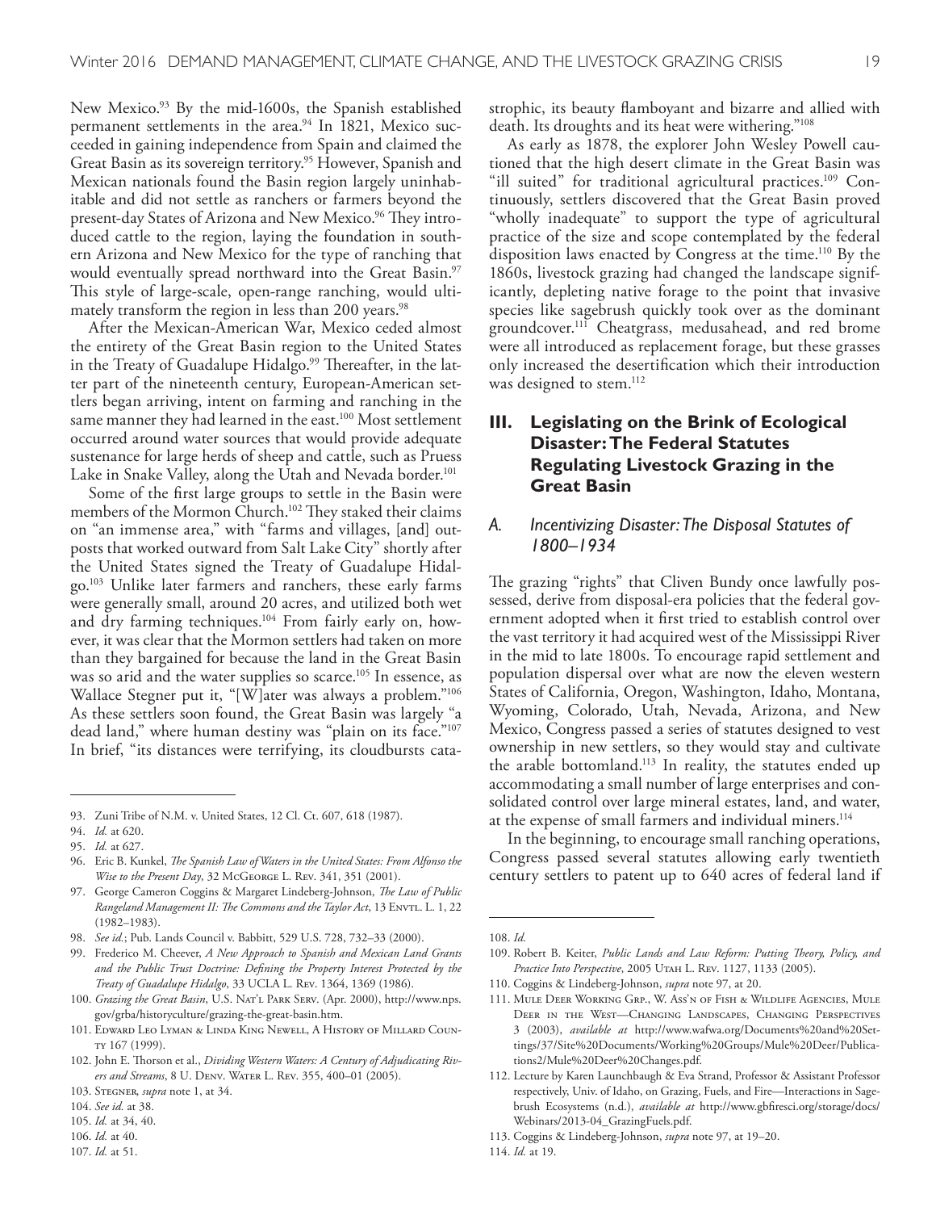New Mexico.[93] By the mid-1600s, the Spanish established permanent settlements in the area.[94] In 1821, Mexico succeeded in gaining independence from Spain and claimed the Great Basin as its sovereign territory.[95] However, Spanish and Mexican nationals found the Basin region largely uninhabitable and did not settle as ranchers or farmers beyond the present-day States of Arizona and New Mexico.[96] They introduced cattle to the region, laying the foundation in southern Arizona and New Mexico for the type of ranching that would eventually spread northward into the Great Basin.[97] This style of large-scale, open-range ranching, would ultimately transform the region in less than 200 years.[98]

After the Mexican-American War, Mexico ceded almost the entirety of the Great Basin region to the United States in the Treaty of Guadalupe Hidalgo.[99] Thereafter, in the latter part of the nineteenth century, European-American settlers began arriving, intent on farming and ranching in the same manner they had learned in the east.[100] Most settlement occurred around water sources that would provide adequate sustenance for large herds of sheep and cattle, such as Pruess Lake in Snake Valley, along the Utah and Nevada border.[101]

Some of the first large groups to settle in the Basin were members of the Mormon Church.[102] They staked their claims on "an immense area," with "farms and villages, [and] outposts that worked outward from Salt Lake City" shortly after the United States signed the Treaty of Guadalupe Hidalgo.[103] Unlike later farmers and ranchers, these early farms were generally small, around 20 acres, and utilized both wet and dry farming techniques.[104] From fairly early on, however, it was clear that the Mormon settlers had taken on more than they bargained for because the land in the Great Basin was so arid and the water supplies so scarce.[105] In essence, as Wallace Stegner put it, "[W]ater was always a problem."[106] As these settlers soon found, the Great Basin was largely "a dead land," where human destiny was "plain on its face."[107] In brief, "its distances were terrifying, its cloudbursts catastrophic, its beauty flamboyant and bizarre and allied with death. Its droughts and its heat were withering."[108]

As early as 1878, the explorer John Wesley Powell cautioned that the high desert climate in the Great Basin was "ill suited" for traditional agricultural practices.[109] Continuously, settlers discovered that the Great Basin proved "wholly inadequate" to support the type of agricultural practice of the size and scope contemplated by the federal disposition laws enacted by Congress at the time.[110] By the 1860s, livestock grazing had changed the landscape significantly, depleting native forage to the point that invasive species like sagebrush quickly took over as the dominant groundcover.[111] Cheatgrass, medusahead, and red brome were all introduced as replacement forage, but these grasses only increased the desertification which their introduction was designed to stem.[112]

## III. Legislating on the Brink of Ecological Disaster: The Federal Statutes Regulating Livestock Grazing in the Great Basin

### A. *Incentivizing Disaster: The Disposal Statutes of 1800–1934*

The grazing "rights" that Cliven Bundy once lawfully possessed, derive from disposal-era policies that the federal government adopted when it first tried to establish control over the vast territory it had acquired west of the Mississippi River in the mid to late 1800s. To encourage rapid settlement and population dispersal over what are now the eleven western States of California, Oregon, Washington, Idaho, Montana, Wyoming, Colorado, Utah, Nevada, Arizona, and New Mexico, Congress passed a series of statutes designed to vest ownership in new settlers, so they would stay and cultivate the arable bottomland.[113] In reality, the statutes ended up accommodating a small number of large enterprises and consolidated control over large mineral estates, land, and water, at the expense of small farmers and individual miners.[114]

In the beginning, to encourage small ranching operations, Congress passed several statutes allowing early twentieth century settlers to patent up to 640 acres of federal land if

---

93. Zuni Tribe of N.M. v. United States, 12 Cl. Ct. 607, 618 (1987).

94. *Id.* at 620.

95. *Id.* at 627.

96. Eric B. Kunkel, *The Spanish Law of Waters in the United States: From Alfonso the Wise to the Present Day*, 32 McGeorge L. Rev. 341, 351 (2001).

97. George Cameron Coggins & Margaret Lindeberg-Johnson, *The Law of Public Rangeland Management II: The Commons and the Taylor Act*, 13 Envtl. L. 1, 22 (1982–1983).

98. *See id.*; Pub. Lands Council v. Babbitt, 529 U.S. 728, 732–33 (2000).

99. Frederico M. Cheever, *A New Approach to Spanish and Mexican Land Grants and the Public Trust Doctrine: Defining the Property Interest Protected by the Treaty of Guadalupe Hidalgo*, 33 UCLA L. Rev. 1364, 1369 (1986).

100. *Grazing the Great Basin*, U.S. Nat'l Park Serv. (Apr. 2000), http://www.nps.gov/grba/historyculture/grazing-the-great-basin.htm.

101. Edward Leo Lyman & Linda King Newell, A History of Millard County 167 (1999).

102. John E. Thorson et al., *Dividing Western Waters: A Century of Adjudicating Rivers and Streams*, 8 U. Denv. Water L. Rev. 355, 400–01 (2005).

103. Stegner, *supra* note 1, at 34.

104. *See id.* at 38.

105. *Id.* at 34, 40.

106. *Id.* at 40.

107. *Id.* at 51.

108. *Id.*

109. Robert B. Keiter, *Public Lands and Law Reform: Putting Theory, Policy, and Practice Into Perspective*, 2005 Utah L. Rev. 1127, 1133 (2005).

110. Coggins & Lindeberg-Johnson, *supra* note 97, at 20.

111. Mule Deer Working Grp., W. Ass'n of Fish & Wildlife Agencies, Mule Deer in the West—Changing Landscapes, Changing Perspectives 3 (2003), *available at* http://www.wafwa.org/Documents%20and%20Settings/37/Site%20Documents/Working%20Groups/Mule%20Deer/Publications2/Mule%20Deer%20Changes.pdf.

112. Lecture by Karen Launchbaugh & Eva Strand, Professor & Assistant Professor respectively, Univ. of Idaho, on Grazing, Fuels, and Fire—Interactions in Sagebrush Ecosystems (n.d.), *available at* http://www.gbfiresci.org/storage/docs/Webinars/2013-04_GrazingFuels.pdf.

113. Coggins & Lindeberg-Johnson, *supra* note 97, at 19–20.

114. *Id.* at 19.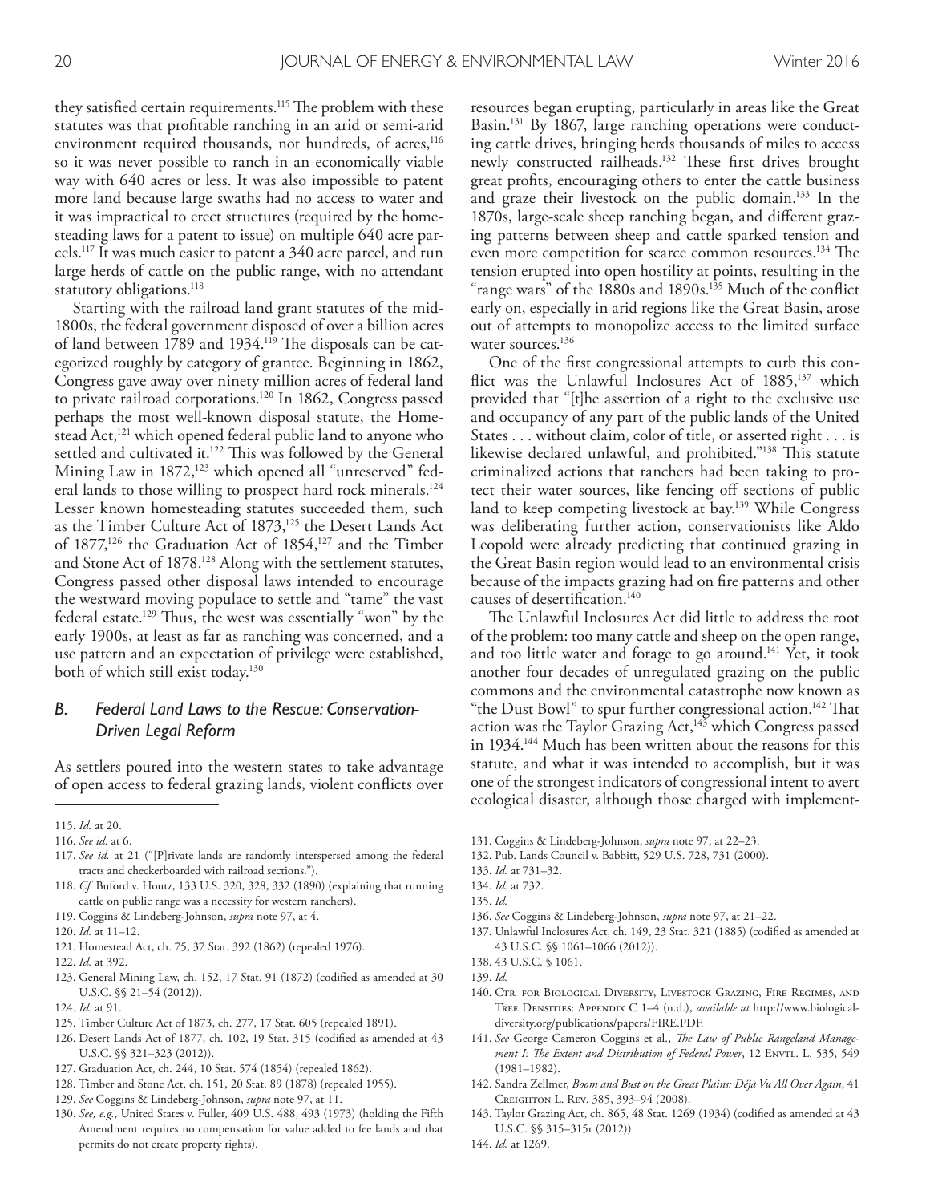they satisfied certain requirements.[115] The problem with these statutes was that profitable ranching in an arid or semi-arid environment required thousands, not hundreds, of acres,[116] so it was never possible to ranch in an economically viable way with 640 acres or less. It was also impossible to patent more land because large swaths had no access to water and it was impractical to erect structures (required by the homesteading laws for a patent to issue) on multiple 640 acre parcels.[117] It was much easier to patent a 340 acre parcel, and run large herds of cattle on the public range, with no attendant statutory obligations.[118]

Starting with the railroad land grant statutes of the mid-1800s, the federal government disposed of over a billion acres of land between 1789 and 1934.[119] The disposals can be categorized roughly by category of grantee. Beginning in 1862, Congress gave away over ninety million acres of federal land to private railroad corporations.[120] In 1862, Congress passed perhaps the most well-known disposal statute, the Homestead Act,[121] which opened federal public land to anyone who settled and cultivated it.[122] This was followed by the General Mining Law in 1872,[123] which opened all "unreserved" federal lands to those willing to prospect hard rock minerals.[124] Lesser known homesteading statutes succeeded them, such as the Timber Culture Act of 1873,[125] the Desert Lands Act of 1877,[126] the Graduation Act of 1854,[127] and the Timber and Stone Act of 1878.[128] Along with the settlement statutes, Congress passed other disposal laws intended to encourage the westward moving populace to settle and "tame" the vast federal estate.[129] Thus, the west was essentially "won" by the early 1900s, at least as far as ranching was concerned, and a use pattern and an expectation of privilege were established, both of which still exist today.[130]

### *B. Federal Land Laws to the Rescue: Conservation-Driven Legal Reform*

As settlers poured into the western states to take advantage of open access to federal grazing lands, violent conflicts over resources began erupting, particularly in areas like the Great Basin.[131] By 1867, large ranching operations were conducting cattle drives, bringing herds thousands of miles to access newly constructed railheads.[132] These first drives brought great profits, encouraging others to enter the cattle business and graze their livestock on the public domain.[133] In the 1870s, large-scale sheep ranching began, and different grazing patterns between sheep and cattle sparked tension and even more competition for scarce common resources.[134] The tension erupted into open hostility at points, resulting in the "range wars" of the 1880s and 1890s.[135] Much of the conflict early on, especially in arid regions like the Great Basin, arose out of attempts to monopolize access to the limited surface water sources.[136]

One of the first congressional attempts to curb this conflict was the Unlawful Inclosures Act of 1885,[137] which provided that "[t]he assertion of a right to the exclusive use and occupancy of any part of the public lands of the United States . . . without claim, color of title, or asserted right . . . is likewise declared unlawful, and prohibited."[138] This statute criminalized actions that ranchers had been taking to protect their water sources, like fencing off sections of public land to keep competing livestock at bay.[139] While Congress was deliberating further action, conservationists like Aldo Leopold were already predicting that continued grazing in the Great Basin region would lead to an environmental crisis because of the impacts grazing had on fire patterns and other causes of desertification.[140]

The Unlawful Inclosures Act did little to address the root of the problem: too many cattle and sheep on the open range, and too little water and forage to go around.[141] Yet, it took another four decades of unregulated grazing on the public commons and the environmental catastrophe now known as "the Dust Bowl" to spur further congressional action.[142] That action was the Taylor Grazing Act,[143] which Congress passed in 1934.[144] Much has been written about the reasons for this statute, and what it was intended to accomplish, but it was one of the strongest indicators of congressional intent to avert ecological disaster, although those charged with implement-

---

115. *Id.* at 20.

116. *See id.* at 6.

117. *See id.* at 21 ("[P]rivate lands are randomly interspersed among the federal tracts and checkerboarded with railroad sections.").

118. *Cf.* Buford v. Houtz, 133 U.S. 320, 328, 332 (1890) (explaining that running cattle on public range was a necessity for western ranchers).

119. Coggins & Lindeberg-Johnson, *supra* note 97, at 4.

120. *Id.* at 11–12.

121. Homestead Act, ch. 75, 37 Stat. 392 (1862) (repealed 1976).

122. *Id.* at 392.

123. General Mining Law, ch. 152, 17 Stat. 91 (1872) (codified as amended at 30 U.S.C. §§ 21–54 (2012)).

124. *Id.* at 91.

125. Timber Culture Act of 1873, ch. 277, 17 Stat. 605 (repealed 1891).

126. Desert Lands Act of 1877, ch. 102, 19 Stat. 315 (codified as amended at 43 U.S.C. §§ 321–323 (2012)).

127. Graduation Act, ch. 244, 10 Stat. 574 (1854) (repealed 1862).

128. Timber and Stone Act, ch. 151, 20 Stat. 89 (1878) (repealed 1955).

129. *See* Coggins & Lindeberg-Johnson, *supra* note 97, at 11.

130. *See, e.g.*, United States v. Fuller, 409 U.S. 488, 493 (1973) (holding the Fifth Amendment requires no compensation for value added to fee lands and that permits do not create property rights).

131. Coggins & Lindeberg-Johnson, *supra* note 97, at 22–23.

132. Pub. Lands Council v. Babbitt, 529 U.S. 728, 731 (2000).

133. *Id.* at 731–32.

134. *Id.* at 732.

135. *Id.*

136. *See* Coggins & Lindeberg-Johnson, *supra* note 97, at 21–22.

137. Unlawful Inclosures Act, ch. 149, 23 Stat. 321 (1885) (codified as amended at 43 U.S.C. §§ 1061–1066 (2012)).

138. 43 U.S.C. § 1061.

139. *Id.*

140. Ctr. for Biological Diversity, Livestock Grazing, Fire Regimes, and Tree Densities: Appendix C 1–4 (n.d.), *available at* http://www.biologicaldiversity.org/publications/papers/FIRE.PDF.

141. *See* George Cameron Coggins et al., *The Law of Public Rangeland Management I: The Extent and Distribution of Federal Power*, 12 Envtl. L. 535, 549 (1981–1982).

142. Sandra Zellmer, *Boom and Bust on the Great Plains: Déjà Vu All Over Again*, 41 Creighton L. Rev. 385, 393–94 (2008).

143. Taylor Grazing Act, ch. 865, 48 Stat. 1269 (1934) (codified as amended at 43 U.S.C. §§ 315–315r (2012)).

144. *Id.* at 1269.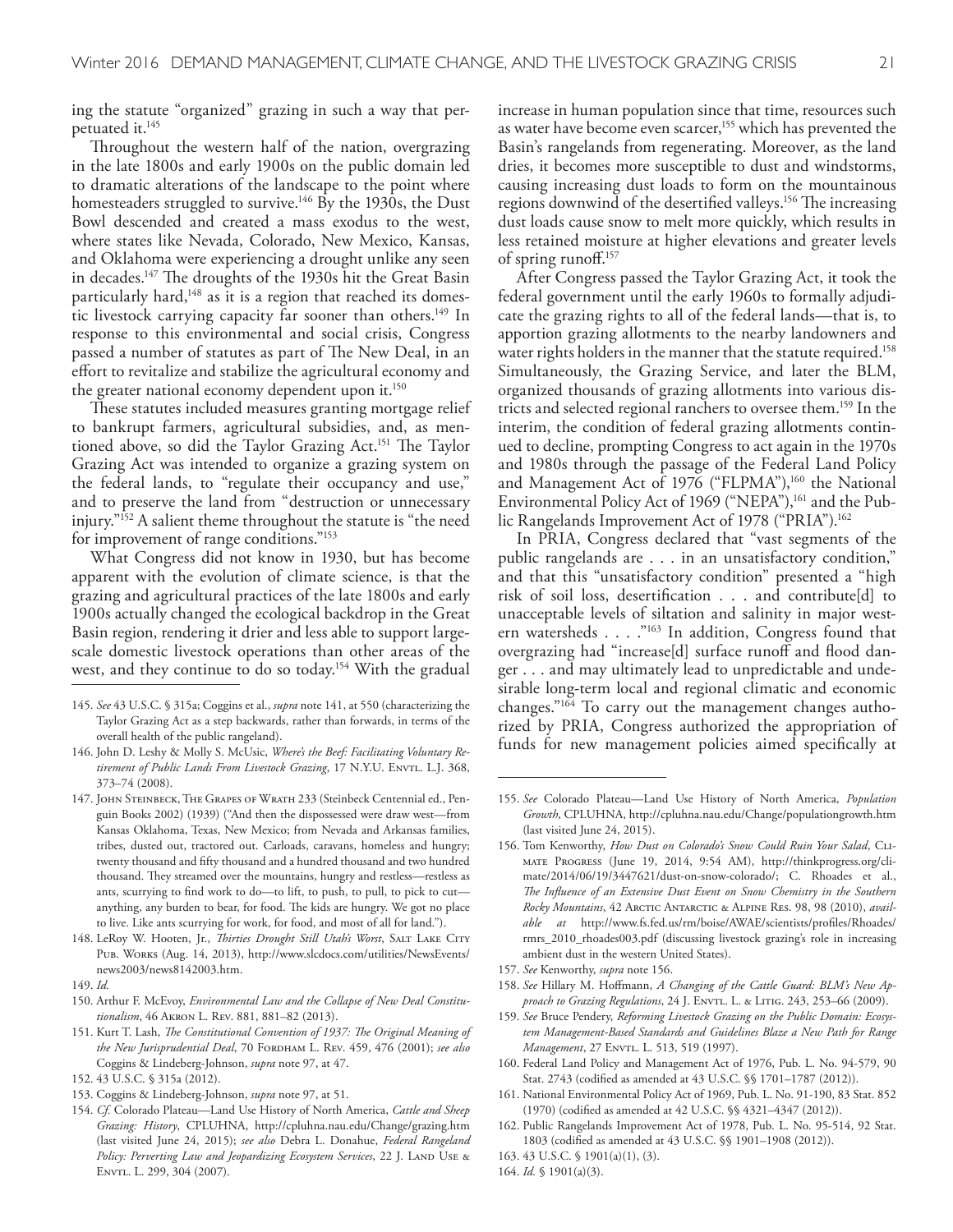ing the statute "organized" grazing in such a way that perpetuated it.[145]

Throughout the western half of the nation, overgrazing in the late 1800s and early 1900s on the public domain led to dramatic alterations of the landscape to the point where homesteaders struggled to survive.[146] By the 1930s, the Dust Bowl descended and created a mass exodus to the west, where states like Nevada, Colorado, New Mexico, Kansas, and Oklahoma were experiencing a drought unlike any seen in decades.[147] The droughts of the 1930s hit the Great Basin particularly hard,[148] as it is a region that reached its domestic livestock carrying capacity far sooner than others.[149] In response to this environmental and social crisis, Congress passed a number of statutes as part of The New Deal, in an effort to revitalize and stabilize the agricultural economy and the greater national economy dependent upon it.[150]

These statutes included measures granting mortgage relief to bankrupt farmers, agricultural subsidies, and, as mentioned above, so did the Taylor Grazing Act.[151] The Taylor Grazing Act was intended to organize a grazing system on the federal lands, to "regulate their occupancy and use," and to preserve the land from "destruction or unnecessary injury."[152] A salient theme throughout the statute is "the need for improvement of range conditions."[153]

What Congress did not know in 1930, but has become apparent with the evolution of climate science, is that the grazing and agricultural practices of the late 1800s and early 1900s actually changed the ecological backdrop in the Great Basin region, rendering it drier and less able to support large-scale domestic livestock operations than other areas of the west, and they continue to do so today.[154] With the gradual increase in human population since that time, resources such as water have become even scarcer,[155] which has prevented the Basin's rangelands from regenerating. Moreover, as the land dries, it becomes more susceptible to dust and windstorms, causing increasing dust loads to form on the mountainous regions downwind of the desertified valleys.[156] The increasing dust loads cause snow to melt more quickly, which results in less retained moisture at higher elevations and greater levels of spring runoff.[157]

After Congress passed the Taylor Grazing Act, it took the federal government until the early 1960s to formally adjudicate the grazing rights to all of the federal lands—that is, to apportion grazing allotments to the nearby landowners and water rights holders in the manner that the statute required.[158] Simultaneously, the Grazing Service, and later the BLM, organized thousands of grazing allotments into various districts and selected regional ranchers to oversee them.[159] In the interim, the condition of federal grazing allotments continued to decline, prompting Congress to act again in the 1970s and 1980s through the passage of the Federal Land Policy and Management Act of 1976 ("FLPMA"),[160] the National Environmental Policy Act of 1969 ("NEPA"),[161] and the Public Rangelands Improvement Act of 1978 ("PRIA").[162]

In PRIA, Congress declared that "vast segments of the public rangelands are . . . in an unsatisfactory condition," and that this "unsatisfactory condition" presented a "high risk of soil loss, desertification . . . and contribute[d] to unacceptable levels of siltation and salinity in major western watersheds . . . ."[163] In addition, Congress found that overgrazing had "increase[d] surface runoff and flood danger . . . and may ultimately lead to unpredictable and undesirable long-term local and regional climatic and economic changes."[164] To carry out the management changes authorized by PRIA, Congress authorized the appropriation of funds for new management policies aimed specifically at

---

145. *See* 43 U.S.C. § 315a; Coggins et al., *supra* note 141, at 550 (characterizing the Taylor Grazing Act as a step backwards, rather than forwards, in terms of the overall health of the public rangeland).

146. John D. Leshy & Molly S. McUsic, *Where's the Beef: Facilitating Voluntary Retirement of Public Lands From Livestock Grazing*, 17 N.Y.U. Envtl. L.J. 368, 373–74 (2008).

147. John Steinbeck, The Grapes of Wrath 233 (Steinbeck Centennial ed., Penguin Books 2002) (1939) ("And then the dispossessed were draw west—from Kansas Oklahoma, Texas, New Mexico; from Nevada and Arkansas families, tribes, dusted out, tractored out. Carloads, caravans, homeless and hungry; twenty thousand and fifty thousand and a hundred thousand and two hundred thousand. They streamed over the mountains, hungry and restless—restless as ants, scurrying to find work to do—to lift, to push, to pull, to pick to cut—anything, any burden to bear, for food. The kids are hungry. We got no place to live. Like ants scurrying for work, for food, and most of all for land.").

148. LeRoy W. Hooten, Jr., *Thirties Drought Still Utah's Worst*, Salt Lake City Pub. Works (Aug. 14, 2013), http://www.slcdocs.com/utilities/NewsEvents/news2003/news8142003.htm.

149. *Id.*

150. Arthur F. McEvoy, *Environmental Law and the Collapse of New Deal Constitutionalism*, 46 Akron L. Rev. 881, 881–82 (2013).

151. Kurt T. Lash, *The Constitutional Convention of 1937: The Original Meaning of the New Jurisprudential Deal*, 70 Fordham L. Rev. 459, 476 (2001); *see also* Coggins & Lindeberg-Johnson, *supra* note 97, at 47.

152. 43 U.S.C. § 315a (2012).

153. Coggins & Lindeberg-Johnson, *supra* note 97, at 51.

154. *Cf.* Colorado Plateau—Land Use History of North America, *Cattle and Sheep Grazing: History*, CPLUHNA, http://cpluhna.nau.edu/Change/grazing.htm (last visited June 24, 2015); *see also* Debra L. Donahue, *Federal Rangeland Policy: Perverting Law and Jeopardizing Ecosystem Services*, 22 J. Land Use & Envtl. L. 299, 304 (2007).

155. *See* Colorado Plateau—Land Use History of North America, *Population Growth*, CPLUHNA, http://cpluhna.nau.edu/Change/populationgrowth.htm (last visited June 24, 2015).

156. Tom Kenworthy, *How Dust on Colorado's Snow Could Ruin Your Salad*, Climate Progress (June 19, 2014, 9:54 AM), http://thinkprogress.org/climate/2014/06/19/3447621/dust-on-snow-colorado/; C. Rhoades et al., *The Influence of an Extensive Dust Event on Snow Chemistry in the Southern Rocky Mountains*, 42 Arctic Antarctic & Alpine Res. 98, 98 (2010), *available at* http://www.fs.fed.us/rm/boise/AWAE/scientists/profiles/Rhoades/rmrs_2010_rhoades003.pdf (discussing livestock grazing's role in increasing ambient dust in the western United States).

157. *See* Kenworthy, *supra* note 156.

158. *See* Hillary M. Hoffmann, *A Changing of the Cattle Guard: BLM's New Approach to Grazing Regulations*, 24 J. Envtl. L. & Litig. 243, 253–66 (2009).

159. *See* Bruce Pendery, *Reforming Livestock Grazing on the Public Domain: Ecosystem Management-Based Standards and Guidelines Blaze a New Path for Range Management*, 27 Envtl. L. 513, 519 (1997).

160. Federal Land Policy and Management Act of 1976, Pub. L. No. 94-579, 90 Stat. 2743 (codified as amended at 43 U.S.C. §§ 1701–1787 (2012)).

161. National Environmental Policy Act of 1969, Pub. L. No. 91-190, 83 Stat. 852 (1970) (codified as amended at 42 U.S.C. §§ 4321–4347 (2012)).

162. Public Rangelands Improvement Act of 1978, Pub. L. No. 95-514, 92 Stat. 1803 (codified as amended at 43 U.S.C. §§ 1901–1908 (2012)).

163. 43 U.S.C. § 1901(a)(1), (3).

164. *Id.* § 1901(a)(3).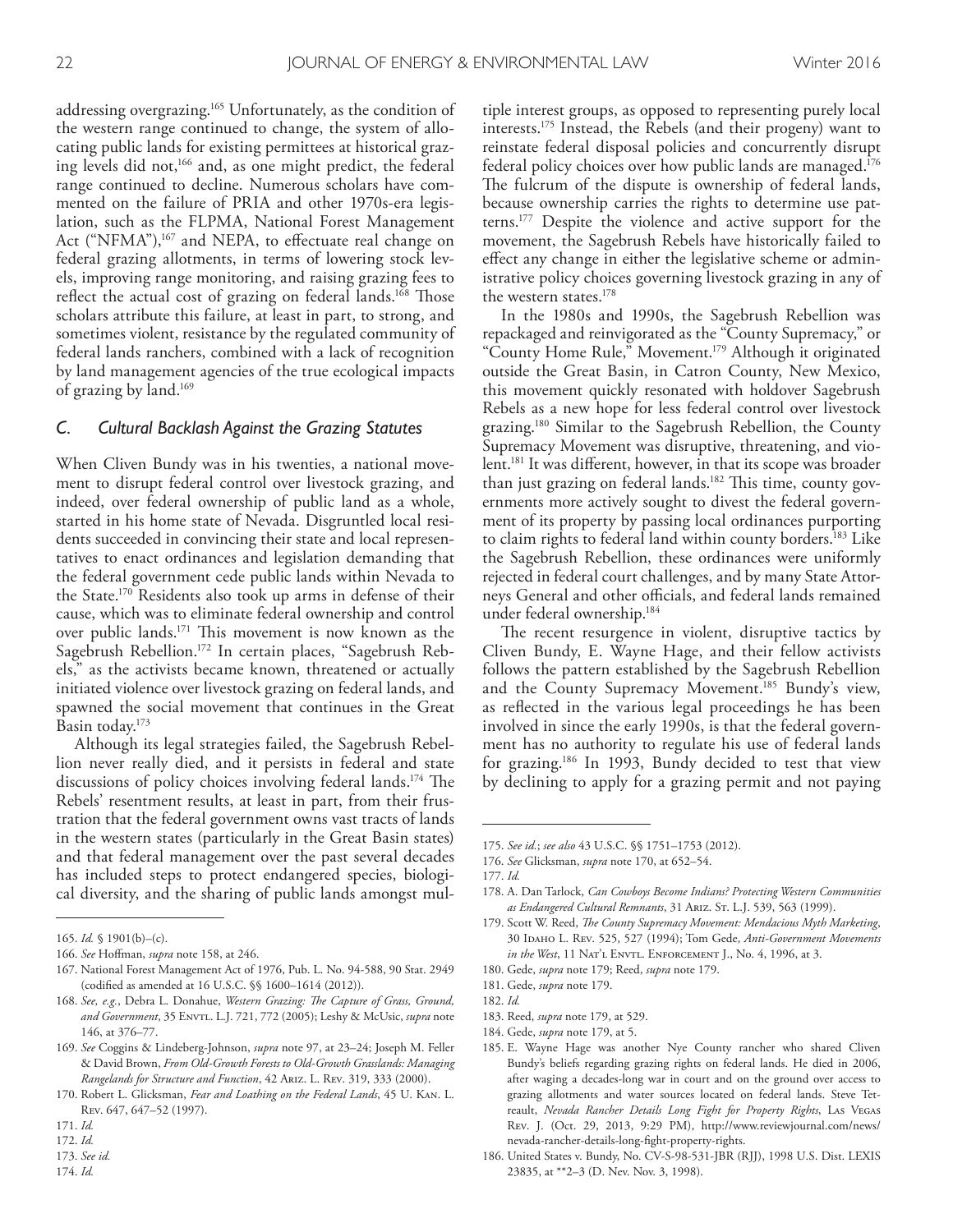addressing overgrazing.[165] Unfortunately, as the condition of the western range continued to change, the system of allocating public lands for existing permittees at historical grazing levels did not,[166] and, as one might predict, the federal range continued to decline. Numerous scholars have commented on the failure of PRIA and other 1970s-era legislation, such as the FLPMA, National Forest Management Act ("NFMA"),[167] and NEPA, to effectuate real change on federal grazing allotments, in terms of lowering stock levels, improving range monitoring, and raising grazing fees to reflect the actual cost of grazing on federal lands.[168] Those scholars attribute this failure, at least in part, to strong, and sometimes violent, resistance by the regulated community of federal lands ranchers, combined with a lack of recognition by land management agencies of the true ecological impacts of grazing by land.[169]

### *C. Cultural Backlash Against the Grazing Statutes*

When Cliven Bundy was in his twenties, a national movement to disrupt federal control over livestock grazing, and indeed, over federal ownership of public land as a whole, started in his home state of Nevada. Disgruntled local residents succeeded in convincing their state and local representatives to enact ordinances and legislation demanding that the federal government cede public lands within Nevada to the State.[170] Residents also took up arms in defense of their cause, which was to eliminate federal ownership and control over public lands.[171] This movement is now known as the Sagebrush Rebellion.[172] In certain places, "Sagebrush Rebels," as the activists became known, threatened or actually initiated violence over livestock grazing on federal lands, and spawned the social movement that continues in the Great Basin today.[173]

Although its legal strategies failed, the Sagebrush Rebellion never really died, and it persists in federal and state discussions of policy choices involving federal lands.[174] The Rebels' resentment results, at least in part, from their frustration that the federal government owns vast tracts of lands in the western states (particularly in the Great Basin states) and that federal management over the past several decades has included steps to protect endangered species, biological diversity, and the sharing of public lands amongst multiple interest groups, as opposed to representing purely local interests.[175] Instead, the Rebels (and their progeny) want to reinstate federal disposal policies and concurrently disrupt federal policy choices over how public lands are managed.[176] The fulcrum of the dispute is ownership of federal lands, because ownership carries the rights to determine use patterns.[177] Despite the violence and active support for the movement, the Sagebrush Rebels have historically failed to effect any change in either the legislative scheme or administrative policy choices governing livestock grazing in any of the western states.[178]

In the 1980s and 1990s, the Sagebrush Rebellion was repackaged and reinvigorated as the "County Supremacy," or "County Home Rule," Movement.[179] Although it originated outside the Great Basin, in Catron County, New Mexico, this movement quickly resonated with holdover Sagebrush Rebels as a new hope for less federal control over livestock grazing.[180] Similar to the Sagebrush Rebellion, the County Supremacy Movement was disruptive, threatening, and violent.[181] It was different, however, in that its scope was broader than just grazing on federal lands.[182] This time, county governments more actively sought to divest the federal government of its property by passing local ordinances purporting to claim rights to federal land within county borders.[183] Like the Sagebrush Rebellion, these ordinances were uniformly rejected in federal court challenges, and by many State Attorneys General and other officials, and federal lands remained under federal ownership.[184]

The recent resurgence in violent, disruptive tactics by Cliven Bundy, E. Wayne Hage, and their fellow activists follows the pattern established by the Sagebrush Rebellion and the County Supremacy Movement.[185] Bundy's view, as reflected in the various legal proceedings he has been involved in since the early 1990s, is that the federal government has no authority to regulate his use of federal lands for grazing.[186] In 1993, Bundy decided to test that view by declining to apply for a grazing permit and not paying

---

165. *Id.* § 1901(b)–(c).

166. *See* Hoffman, *supra* note 158, at 246.

167. National Forest Management Act of 1976, Pub. L. No. 94-588, 90 Stat. 2949 (codified as amended at 16 U.S.C. §§ 1600–1614 (2012)).

168. *See, e.g.*, Debra L. Donahue, *Western Grazing: The Capture of Grass, Ground, and Government*, 35 Envtl. L.J. 721, 772 (2005); Leshy & McUsic, *supra* note 146, at 376–77.

169. *See* Coggins & Lindeberg-Johnson, *supra* note 97, at 23–24; Joseph M. Feller & David Brown, *From Old-Growth Forests to Old-Growth Grasslands: Managing Rangelands for Structure and Function*, 42 Ariz. L. Rev. 319, 333 (2000).

170. Robert L. Glicksman, *Fear and Loathing on the Federal Lands*, 45 U. Kan. L. Rev. 647, 647–52 (1997).

171. *Id.*

172. *Id.*

173. *See id.*

174. *Id.*

175. *See id.*; *see also* 43 U.S.C. §§ 1751–1753 (2012).

176. *See* Glicksman, *supra* note 170, at 652–54.

177. *Id.*

178. A. Dan Tarlock, *Can Cowboys Become Indians? Protecting Western Communities as Endangered Cultural Remnants*, 31 Ariz. St. L.J. 539, 563 (1999).

179. Scott W. Reed, *The County Supremacy Movement: Mendacious Myth Marketing*, 30 Idaho L. Rev. 525, 527 (1994); Tom Gede, *Anti-Government Movements in the West*, 11 Nat'l Envtl. Enforcement J., No. 4, 1996, at 3.

180. Gede, *supra* note 179; Reed, *supra* note 179.

181. Gede, *supra* note 179.

182. *Id.*

183. Reed, *supra* note 179, at 529.

184. Gede, *supra* note 179, at 5.

185. E. Wayne Hage was another Nye County rancher who shared Cliven Bundy's beliefs regarding grazing rights on federal lands. He died in 2006, after waging a decades-long war in court and on the ground over access to grazing allotments and water sources located on federal lands. Steve Tetreault, *Nevada Rancher Details Long Fight for Property Rights*, Las Vegas Rev. J. (Oct. 29, 2013, 9:29 PM), http://www.reviewjournal.com/news/nevada-rancher-details-long-fight-property-rights.

186. United States v. Bundy, No. CV-S-98-531-JBR (RJJ), 1998 U.S. Dist. LEXIS 23835, at **2–3 (D. Nev. Nov. 3, 1998).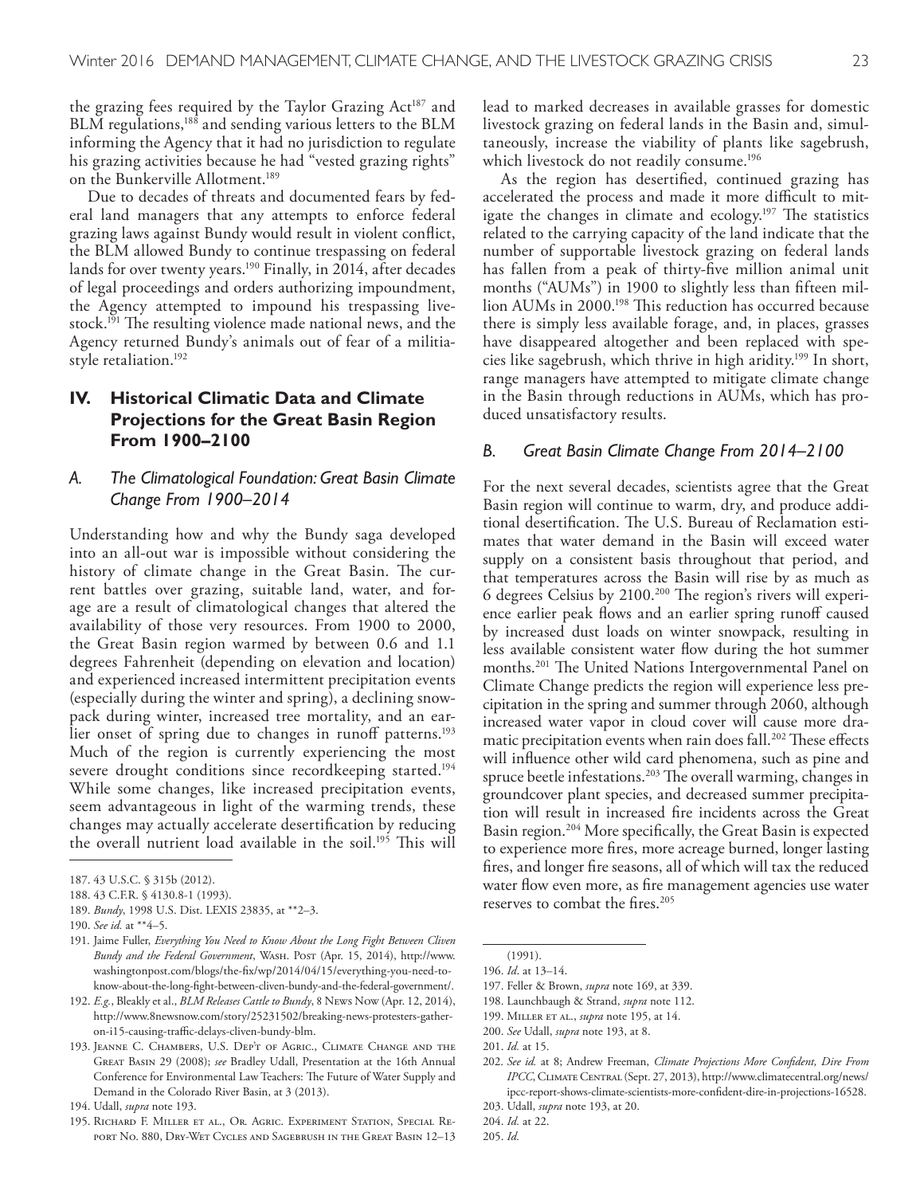the grazing fees required by the Taylor Grazing Act[187] and BLM regulations,[188] and sending various letters to the BLM informing the Agency that it had no jurisdiction to regulate his grazing activities because he had "vested grazing rights" on the Bunkerville Allotment.[189]

Due to decades of threats and documented fears by federal land managers that any attempts to enforce federal grazing laws against Bundy would result in violent conflict, the BLM allowed Bundy to continue trespassing on federal lands for over twenty years.[190] Finally, in 2014, after decades of legal proceedings and orders authorizing impoundment, the Agency attempted to impound his trespassing livestock.[191] The resulting violence made national news, and the Agency returned Bundy's animals out of fear of a militia-style retaliation.[192]

## IV. Historical Climatic Data and Climate Projections for the Great Basin Region From 1900–2100

### A. The Climatological Foundation: Great Basin Climate Change From 1900–2014

Understanding how and why the Bundy saga developed into an all-out war is impossible without considering the history of climate change in the Great Basin. The current battles over grazing, suitable land, water, and forage are a result of climatological changes that altered the availability of those very resources. From 1900 to 2000, the Great Basin region warmed by between 0.6 and 1.1 degrees Fahrenheit (depending on elevation and location) and experienced increased intermittent precipitation events (especially during the winter and spring), a declining snowpack during winter, increased tree mortality, and an earlier onset of spring due to changes in runoff patterns.[193] Much of the region is currently experiencing the most severe drought conditions since recordkeeping started.[194] While some changes, like increased precipitation events, seem advantageous in light of the warming trends, these changes may actually accelerate desertification by reducing the overall nutrient load available in the soil.[195] This will lead to marked decreases in available grasses for domestic livestock grazing on federal lands in the Basin and, simultaneously, increase the viability of plants like sagebrush, which livestock do not readily consume.[196]

As the region has desertified, continued grazing has accelerated the process and made it more difficult to mitigate the changes in climate and ecology.[197] The statistics related to the carrying capacity of the land indicate that the number of supportable livestock grazing on federal lands has fallen from a peak of thirty-five million animal unit months ("AUMs") in 1900 to slightly less than fifteen million AUMs in 2000.[198] This reduction has occurred because there is simply less available forage, and, in places, grasses have disappeared altogether and been replaced with species like sagebrush, which thrive in high aridity.[199] In short, range managers have attempted to mitigate climate change in the Basin through reductions in AUMs, which has produced unsatisfactory results.

### B. Great Basin Climate Change From 2014–2100

For the next several decades, scientists agree that the Great Basin region will continue to warm, dry, and produce additional desertification. The U.S. Bureau of Reclamation estimates that water demand in the Basin will exceed water supply on a consistent basis throughout that period, and that temperatures across the Basin will rise by as much as 6 degrees Celsius by 2100.[200] The region's rivers will experience earlier peak flows and an earlier spring runoff caused by increased dust loads on winter snowpack, resulting in less available consistent water flow during the hot summer months.[201] The United Nations Intergovernmental Panel on Climate Change predicts the region will experience less precipitation in the spring and summer through 2060, although increased water vapor in cloud cover will cause more dramatic precipitation events when rain does fall.[202] These effects will influence other wild card phenomena, such as pine and spruce beetle infestations.[203] The overall warming, changes in groundcover plant species, and decreased summer precipitation will result in increased fire incidents across the Great Basin region.[204] More specifically, the Great Basin is expected to experience more fires, more acreage burned, longer lasting fires, and longer fire seasons, all of which will tax the reduced water flow even more, as fire management agencies use water reserves to combat the fires.[205]

---

187. 43 U.S.C. § 315b (2012).

188. 43 C.F.R. § 4130.8-1 (1993).

189. *Bundy*, 1998 U.S. Dist. LEXIS 23835, at **2–3.

190. *See id.* at **4–5.

191. Jaime Fuller, *Everything You Need to Know About the Long Fight Between Cliven Bundy and the Federal Government*, Wash. Post (Apr. 15, 2014), http://www.washingtonpost.com/blogs/the-fix/wp/2014/04/15/everything-you-need-to-know-about-the-long-fight-between-cliven-bundy-and-the-federal-government/.

192. *E.g.*, Bleakly et al., *BLM Releases Cattle to Bundy*, 8 News Now (Apr. 12, 2014), http://www.8newsnow.com/story/25231502/breaking-news-protesters-gather-on-i15-causing-traffic-delays-cliven-bundy-blm.

193. Jeanne C. Chambers, U.S. Dep't of Agric., Climate Change and the Great Basin 29 (2008); *see* Bradley Udall, Presentation at the 16th Annual Conference for Environmental Law Teachers: The Future of Water Supply and Demand in the Colorado River Basin, at 3 (2013).

194. Udall, *supra* note 193.

195. Richard F. Miller et al., Or. Agric. Experiment Station, Special Report No. 880, Dry-Wet Cycles and Sagebrush in the Great Basin 12–13 (1991).

196. *Id*. at 13–14.

197. Feller & Brown, *supra* note 169, at 339.

198. Launchbaugh & Strand, *supra* note 112.

199. Miller et al., *supra* note 195, at 14.

200. *See* Udall, *supra* note 193, at 8.

201. *Id.* at 15.

202. *See id.* at 8; Andrew Freeman, *Climate Projections More Confident, Dire From IPCC*, Climate Central (Sept. 27, 2013), http://www.climatecentral.org/news/ipcc-report-shows-climate-scientists-more-confident-dire-in-projections-16528.

203. Udall, *supra* note 193, at 20.

204. *Id.* at 22.

205. *Id.*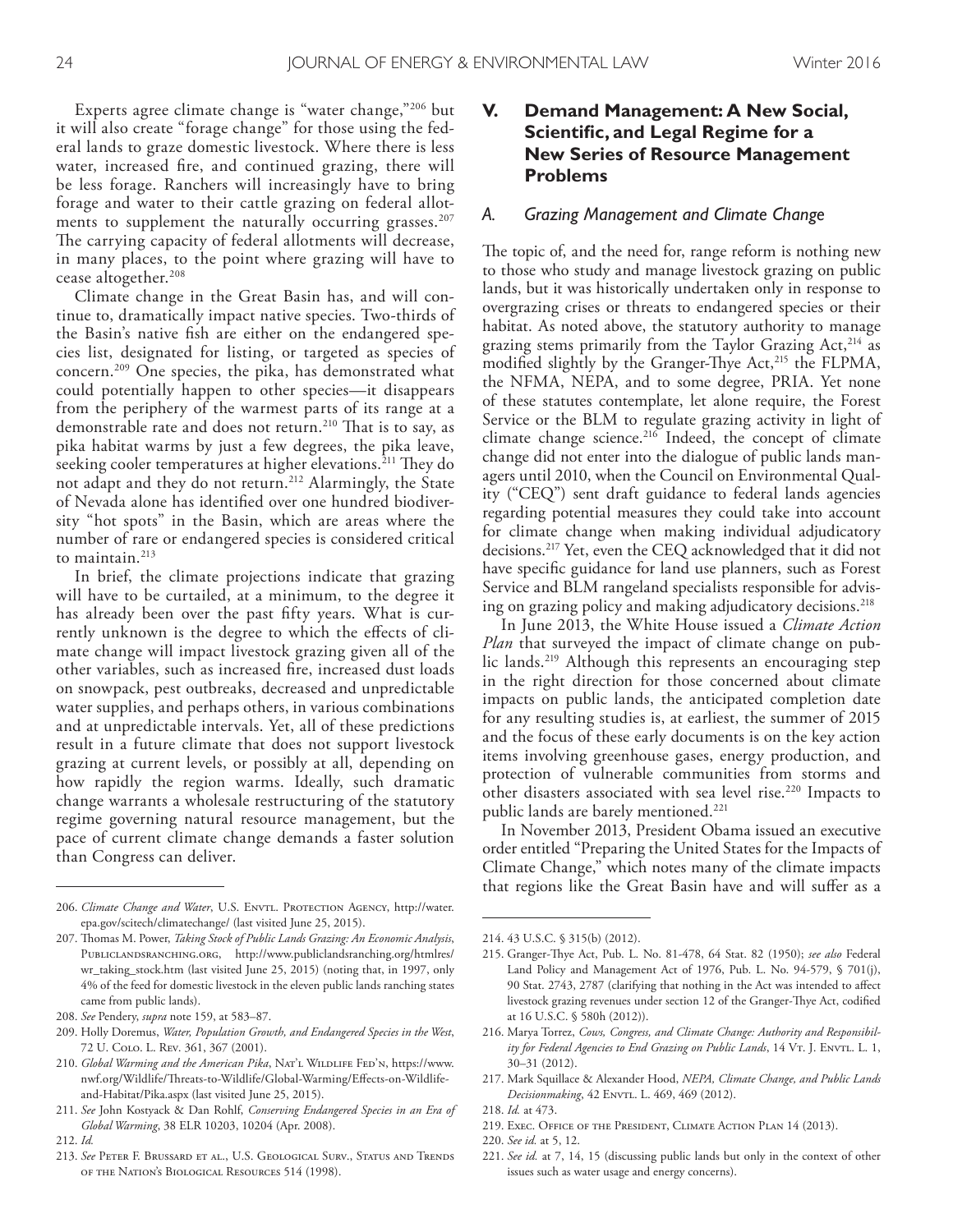Experts agree climate change is "water change,"[206] but it will also create "forage change" for those using the federal lands to graze domestic livestock. Where there is less water, increased fire, and continued grazing, there will be less forage. Ranchers will increasingly have to bring forage and water to their cattle grazing on federal allotments to supplement the naturally occurring grasses.[207] The carrying capacity of federal allotments will decrease, in many places, to the point where grazing will have to cease altogether.[208]

Climate change in the Great Basin has, and will continue to, dramatically impact native species. Two-thirds of the Basin's native fish are either on the endangered species list, designated for listing, or targeted as species of concern.[209] One species, the pika, has demonstrated what could potentially happen to other species—it disappears from the periphery of the warmest parts of its range at a demonstrable rate and does not return.[210] That is to say, as pika habitat warms by just a few degrees, the pika leave, seeking cooler temperatures at higher elevations.[211] They do not adapt and they do not return.[212] Alarmingly, the State of Nevada alone has identified over one hundred biodiversity "hot spots" in the Basin, which are areas where the number of rare or endangered species is considered critical to maintain.[213]

In brief, the climate projections indicate that grazing will have to be curtailed, at a minimum, to the degree it has already been over the past fifty years. What is currently unknown is the degree to which the effects of climate change will impact livestock grazing given all of the other variables, such as increased fire, increased dust loads on snowpack, pest outbreaks, decreased and unpredictable water supplies, and perhaps others, in various combinations and at unpredictable intervals. Yet, all of these predictions result in a future climate that does not support livestock grazing at current levels, or possibly at all, depending on how rapidly the region warms. Ideally, such dramatic change warrants a wholesale restructuring of the statutory regime governing natural resource management, but the pace of current climate change demands a faster solution than Congress can deliver.

## V. Demand Management: A New Social, Scientific, and Legal Regime for a New Series of Resource Management Problems

### A. Grazing Management and Climate Change

The topic of, and the need for, range reform is nothing new to those who study and manage livestock grazing on public lands, but it was historically undertaken only in response to overgrazing crises or threats to endangered species or their habitat. As noted above, the statutory authority to manage grazing stems primarily from the Taylor Grazing Act,[214] as modified slightly by the Granger-Thye Act,[215] the FLPMA, the NFMA, NEPA, and to some degree, PRIA. Yet none of these statutes contemplate, let alone require, the Forest Service or the BLM to regulate grazing activity in light of climate change science.[216] Indeed, the concept of climate change did not enter into the dialogue of public lands managers until 2010, when the Council on Environmental Quality ("CEQ") sent draft guidance to federal lands agencies regarding potential measures they could take into account for climate change when making individual adjudicatory decisions.[217] Yet, even the CEQ acknowledged that it did not have specific guidance for land use planners, such as Forest Service and BLM rangeland specialists responsible for advising on grazing policy and making adjudicatory decisions.[218]

In June 2013, the White House issued a *Climate Action Plan* that surveyed the impact of climate change on public lands.[219] Although this represents an encouraging step in the right direction for those concerned about climate impacts on public lands, the anticipated completion date for any resulting studies is, at earliest, the summer of 2015 and the focus of these early documents is on the key action items involving greenhouse gases, energy production, and protection of vulnerable communities from storms and other disasters associated with sea level rise.[220] Impacts to public lands are barely mentioned.[221]

In November 2013, President Obama issued an executive order entitled "Preparing the United States for the Impacts of Climate Change," which notes many of the climate impacts that regions like the Great Basin have and will suffer as a

---

206. *Climate Change and Water*, U.S. Envtl. Protection Agency, http://water.epa.gov/scitech/climatechange/ (last visited June 25, 2015).

207. Thomas M. Power, *Taking Stock of Public Lands Grazing: An Economic Analysis*, Publiclandsranching.org, http://www.publiclandsranching.org/htmlres/wr_taking_stock.htm (last visited June 25, 2015) (noting that, in 1997, only 4% of the feed for domestic livestock in the eleven public lands ranching states came from public lands).

208. *See* Pendery, *supra* note 159, at 583–87.

209. Holly Doremus, *Water, Population Growth, and Endangered Species in the West*, 72 U. Colo. L. Rev. 361, 367 (2001).

210. *Global Warming and the American Pika*, Nat'l Wildlife Fed'n, https://www.nwf.org/Wildlife/Threats-to-Wildlife/Global-Warming/Effects-on-Wildlife-and-Habitat/Pika.aspx (last visited June 25, 2015).

211. *See* John Kostyack & Dan Rohlf, *Conserving Endangered Species in an Era of Global Warming*, 38 ELR 10203, 10204 (Apr. 2008).

212. *Id.*

213. *See* Peter F. Brussard et al., U.S. Geological Surv., Status and Trends of the Nation's Biological Resources 514 (1998).

214. 43 U.S.C. § 315(b) (2012).

215. Granger-Thye Act, Pub. L. No. 81-478, 64 Stat. 82 (1950); *see also* Federal Land Policy and Management Act of 1976, Pub. L. No. 94-579, § 701(j), 90 Stat. 2743, 2787 (clarifying that nothing in the Act was intended to affect livestock grazing revenues under section 12 of the Granger-Thye Act, codified at 16 U.S.C. § 580h (2012)).

216. Marya Torrez, *Cows, Congress, and Climate Change: Authority and Responsibility for Federal Agencies to End Grazing on Public Lands*, 14 Vt. J. Envtl. L. 1, 30–31 (2012).

217. Mark Squillace & Alexander Hood, *NEPA, Climate Change, and Public Lands Decisionmaking*, 42 Envtl. L. 469, 469 (2012).

218. *Id.* at 473.

219. Exec. Office of the President, Climate Action Plan 14 (2013).

220. *See id.* at 5, 12.

221. *See id.* at 7, 14, 15 (discussing public lands but only in the context of other issues such as water usage and energy concerns).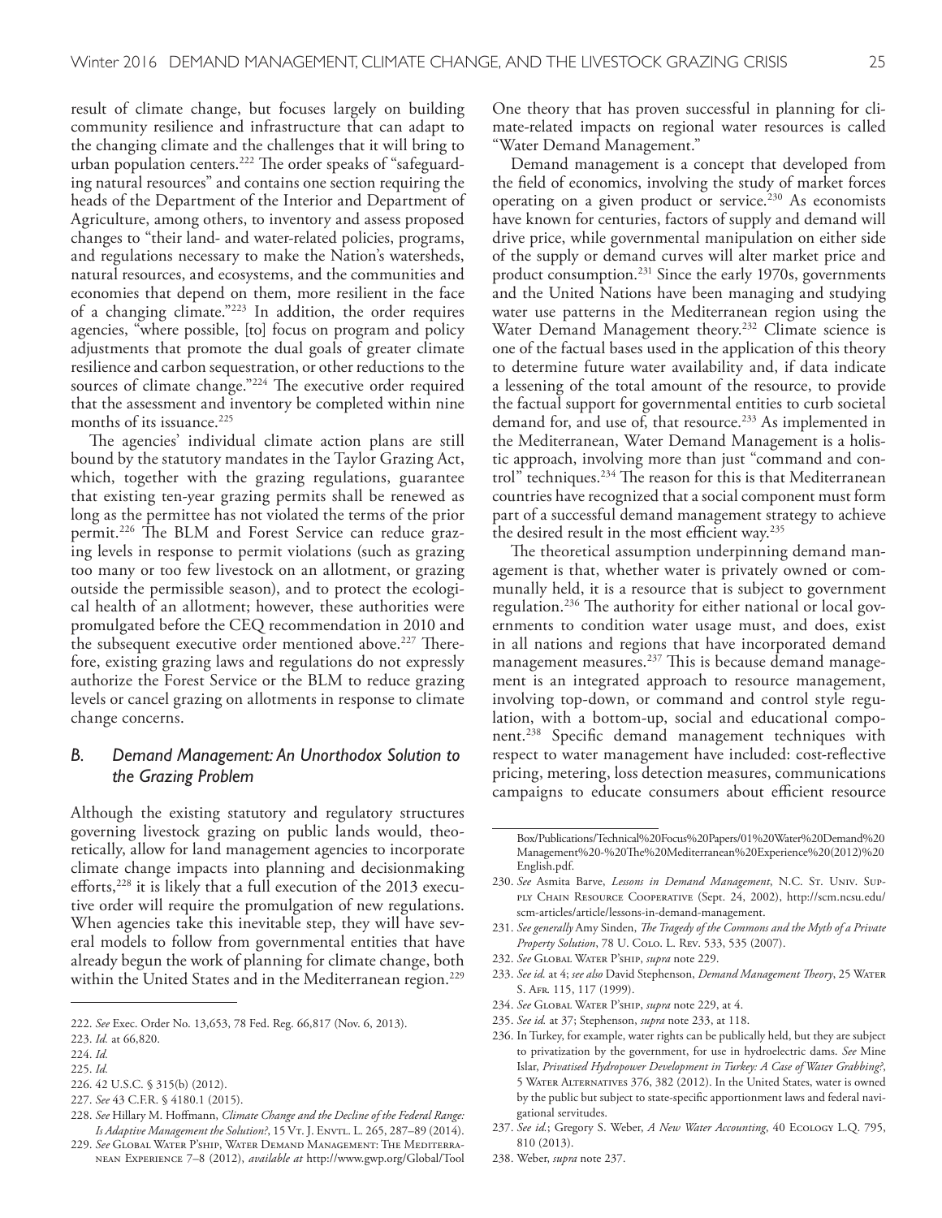result of climate change, but focuses largely on building community resilience and infrastructure that can adapt to the changing climate and the challenges that it will bring to urban population centers.[222] The order speaks of "safeguarding natural resources" and contains one section requiring the heads of the Department of the Interior and Department of Agriculture, among others, to inventory and assess proposed changes to "their land- and water-related policies, programs, and regulations necessary to make the Nation's watersheds, natural resources, and ecosystems, and the communities and economies that depend on them, more resilient in the face of a changing climate."[223] In addition, the order requires agencies, "where possible, [to] focus on program and policy adjustments that promote the dual goals of greater climate resilience and carbon sequestration, or other reductions to the sources of climate change."[224] The executive order required that the assessment and inventory be completed within nine months of its issuance.[225]

The agencies' individual climate action plans are still bound by the statutory mandates in the Taylor Grazing Act, which, together with the grazing regulations, guarantee that existing ten-year grazing permits shall be renewed as long as the permittee has not violated the terms of the prior permit.[226] The BLM and Forest Service can reduce grazing levels in response to permit violations (such as grazing too many or too few livestock on an allotment, or grazing outside the permissible season), and to protect the ecological health of an allotment; however, these authorities were promulgated before the CEQ recommendation in 2010 and the subsequent executive order mentioned above.[227] Therefore, existing grazing laws and regulations do not expressly authorize the Forest Service or the BLM to reduce grazing levels or cancel grazing on allotments in response to climate change concerns.

### B. *Demand Management: An Unorthodox Solution to the Grazing Problem*

Although the existing statutory and regulatory structures governing livestock grazing on public lands would, theoretically, allow for land management agencies to incorporate climate change impacts into planning and decisionmaking efforts,[228] it is likely that a full execution of the 2013 executive order will require the promulgation of new regulations. When agencies take this inevitable step, they will have several models to follow from governmental entities that have already begun the work of planning for climate change, both within the United States and in the Mediterranean region.[229] One theory that has proven successful in planning for climate-related impacts on regional water resources is called "Water Demand Management."

Demand management is a concept that developed from the field of economics, involving the study of market forces operating on a given product or service.[230] As economists have known for centuries, factors of supply and demand will drive price, while governmental manipulation on either side of the supply or demand curves will alter market price and product consumption.[231] Since the early 1970s, governments and the United Nations have been managing and studying water use patterns in the Mediterranean region using the Water Demand Management theory.[232] Climate science is one of the factual bases used in the application of this theory to determine future water availability and, if data indicate a lessening of the total amount of the resource, to provide the factual support for governmental entities to curb societal demand for, and use of, that resource.[233] As implemented in the Mediterranean, Water Demand Management is a holistic approach, involving more than just "command and control" techniques.[234] The reason for this is that Mediterranean countries have recognized that a social component must form part of a successful demand management strategy to achieve the desired result in the most efficient way.[235]

The theoretical assumption underpinning demand management is that, whether water is privately owned or communally held, it is a resource that is subject to government regulation.[236] The authority for either national or local governments to condition water usage must, and does, exist in all nations and regions that have incorporated demand management measures.[237] This is because demand management is an integrated approach to resource management, involving top-down, or command and control style regulation, with a bottom-up, social and educational component.[238] Specific demand management techniques with respect to water management have included: cost-reflective pricing, metering, loss detection measures, communications campaigns to educate consumers about efficient resource

---

222. *See* Exec. Order No. 13,653, 78 Fed. Reg. 66,817 (Nov. 6, 2013).

223. *Id.* at 66,820.

224. *Id.*

225. *Id.*

226. 42 U.S.C. § 315(b) (2012).

227. *See* 43 C.F.R. § 4180.1 (2015).

228. *See* Hillary M. Hoffmann, *Climate Change and the Decline of the Federal Range: Is Adaptive Management the Solution?*, 15 Vt. J. Envtl. L. 265, 287–89 (2014).

229. *See* Global Water P'ship, Water Demand Management: The Mediterranean Experience 7–8 (2012), *available at* http://www.gwp.org/Global/ToolBox/Publications/Technical%20Focus%20Papers/01%20Water%20Demand%20Management%20-%20The%20Mediterranean%20Experience%20(2012)%20English.pdf.

230. *See* Asmita Barve, *Lessons in Demand Management*, N.C. St. Univ. Supply Chain Resource Cooperative (Sept. 24, 2002), http://scm.ncsu.edu/scm-articles/article/lessons-in-demand-management.

231. *See generally* Amy Sinden, *The Tragedy of the Commons and the Myth of a Private Property Solution*, 78 U. Colo. L. Rev. 533, 535 (2007).

232. *See* Global Water P'ship, *supra* note 229.

233. *See id.* at 4; *see also* David Stephenson, *Demand Management Theory*, 25 Water S. Afr. 115, 117 (1999).

234. *See* Global Water P'ship, *supra* note 229, at 4.

235. *See id.* at 37; Stephenson, *supra* note 233, at 118.

236. In Turkey, for example, water rights can be publically held, but they are subject to privatization by the government, for use in hydroelectric dams. *See* Mine Islar, *Privatised Hydropower Development in Turkey: A Case of Water Grabbing?*, 5 Water Alternatives 376, 382 (2012). In the United States, water is owned by the public but subject to state-specific apportionment laws and federal navigational servitudes.

237. *See id.*; Gregory S. Weber, *A New Water Accounting*, 40 Ecology L.Q. 795, 810 (2013).

238. Weber, *supra* note 237.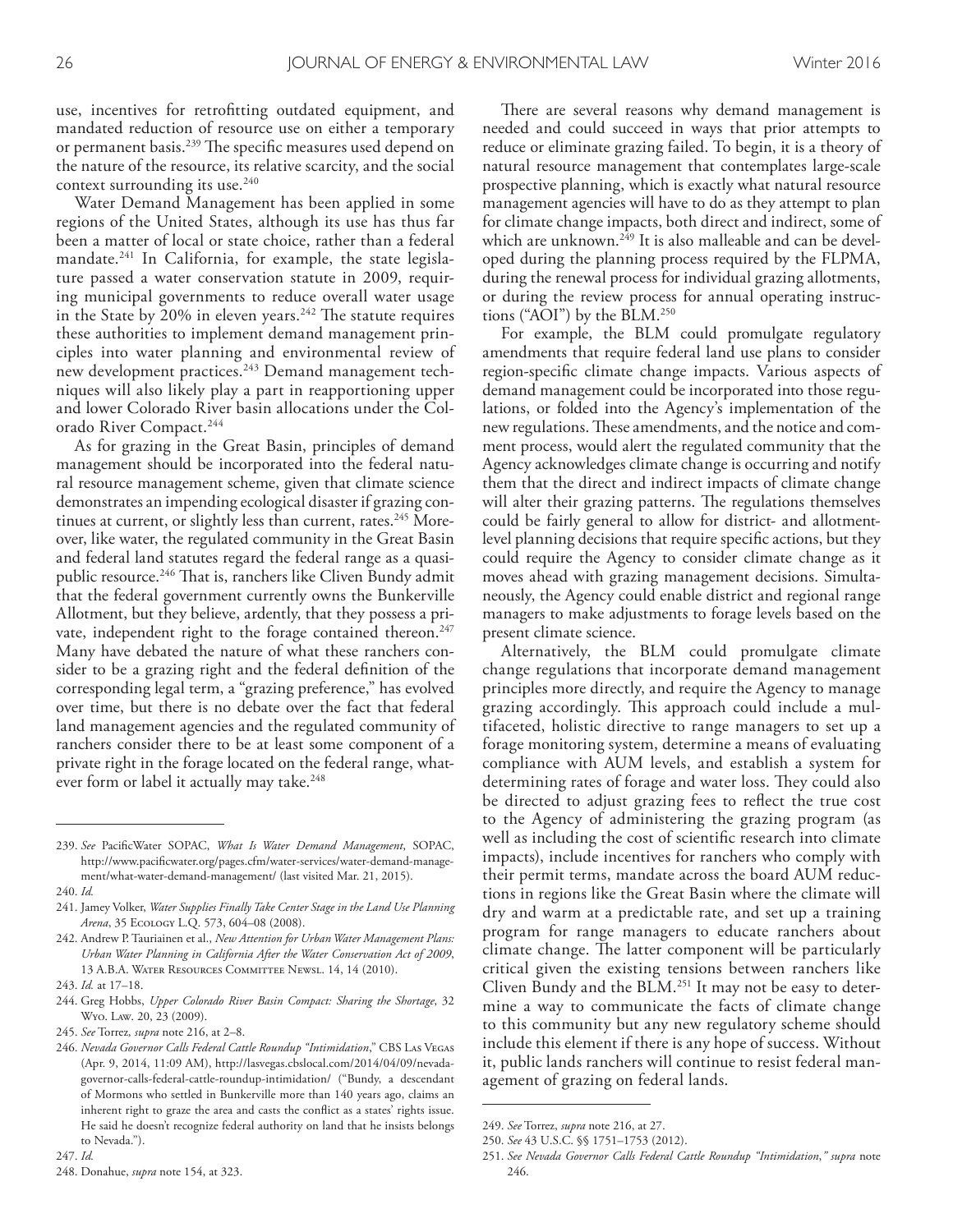use, incentives for retrofitting outdated equipment, and mandated reduction of resource use on either a temporary or permanent basis.[239] The specific measures used depend on the nature of the resource, its relative scarcity, and the social context surrounding its use.[240]

Water Demand Management has been applied in some regions of the United States, although its use has thus far been a matter of local or state choice, rather than a federal mandate.[241] In California, for example, the state legislature passed a water conservation statute in 2009, requiring municipal governments to reduce overall water usage in the State by 20% in eleven years.[242] The statute requires these authorities to implement demand management principles into water planning and environmental review of new development practices.[243] Demand management techniques will also likely play a part in reapportioning upper and lower Colorado River basin allocations under the Colorado River Compact.[244]

As for grazing in the Great Basin, principles of demand management should be incorporated into the federal natural resource management scheme, given that climate science demonstrates an impending ecological disaster if grazing continues at current, or slightly less than current, rates.[245] Moreover, like water, the regulated community in the Great Basin and federal land statutes regard the federal range as a quasi-public resource.[246] That is, ranchers like Cliven Bundy admit that the federal government currently owns the Bunkerville Allotment, but they believe, ardently, that they possess a private, independent right to the forage contained thereon.[247] Many have debated the nature of what these ranchers consider to be a grazing right and the federal definition of the corresponding legal term, a "grazing preference," has evolved over time, but there is no debate over the fact that federal land management agencies and the regulated community of ranchers consider there to be at least some component of a private right in the forage located on the federal range, whatever form or label it actually may take.[248]

There are several reasons why demand management is needed and could succeed in ways that prior attempts to reduce or eliminate grazing failed. To begin, it is a theory of natural resource management that contemplates large-scale prospective planning, which is exactly what natural resource management agencies will have to do as they attempt to plan for climate change impacts, both direct and indirect, some of which are unknown.[249] It is also malleable and can be developed during the planning process required by the FLPMA, during the renewal process for individual grazing allotments, or during the review process for annual operating instructions ("AOI") by the BLM.[250]

For example, the BLM could promulgate regulatory amendments that require federal land use plans to consider region-specific climate change impacts. Various aspects of demand management could be incorporated into those regulations, or folded into the Agency's implementation of the new regulations. These amendments, and the notice and comment process, would alert the regulated community that the Agency acknowledges climate change is occurring and notify them that the direct and indirect impacts of climate change will alter their grazing patterns. The regulations themselves could be fairly general to allow for district- and allotment-level planning decisions that require specific actions, but they could require the Agency to consider climate change as it moves ahead with grazing management decisions. Simultaneously, the Agency could enable district and regional range managers to make adjustments to forage levels based on the present climate science.

Alternatively, the BLM could promulgate climate change regulations that incorporate demand management principles more directly, and require the Agency to manage grazing accordingly. This approach could include a multifaceted, holistic directive to range managers to set up a forage monitoring system, determine a means of evaluating compliance with AUM levels, and establish a system for determining rates of forage and water loss. They could also be directed to adjust grazing fees to reflect the true cost to the Agency of administering the grazing program (as well as including the cost of scientific research into climate impacts), include incentives for ranchers who comply with their permit terms, mandate across the board AUM reductions in regions like the Great Basin where the climate will dry and warm at a predictable rate, and set up a training program for range managers to educate ranchers about climate change. The latter component will be particularly critical given the existing tensions between ranchers like Cliven Bundy and the BLM.[251] It may not be easy to determine a way to communicate the facts of climate change to this community but any new regulatory scheme should include this element if there is any hope of success. Without it, public lands ranchers will continue to resist federal management of grazing on federal lands.

---

239. *See* PacificWater SOPAC, *What Is Water Demand Management*, SOPAC, http://www.pacificwater.org/pages.cfm/water-services/water-demand-management/what-water-demand-management/ (last visited Mar. 21, 2015).

240. *Id.*

241. Jamey Volker, *Water Supplies Finally Take Center Stage in the Land Use Planning Arena*, 35 Ecology L.Q. 573, 604–08 (2008).

242. Andrew P. Tauriainen et al., *New Attention for Urban Water Management Plans: Urban Water Planning in California After the Water Conservation Act of 2009*, 13 A.B.A. Water Resources Committee Newsl. 14, 14 (2010).

243. *Id.* at 17–18.

244. Greg Hobbs, *Upper Colorado River Basin Compact: Sharing the Shortage*, 32 Wyo. Law. 20, 23 (2009).

245. *See* Torrez, *supra* note 216, at 2–8.

246. *Nevada Governor Calls Federal Cattle Roundup "Intimidation*," CBS Las Vegas (Apr. 9, 2014, 11:09 AM), http://lasvegas.cbslocal.com/2014/04/09/nevada-governor-calls-federal-cattle-roundup-intimidation/ ("Bundy, a descendant of Mormons who settled in Bunkerville more than 140 years ago, claims an inherent right to graze the area and casts the conflict as a states' rights issue. He said he doesn't recognize federal authority on land that he insists belongs to Nevada.").

247. *Id.*

248. Donahue, *supra* note 154, at 323.

249. *See* Torrez, *supra* note 216, at 27.

250. *See* 43 U.S.C. §§ 1751–1753 (2012).

251. *See Nevada Governor Calls Federal Cattle Roundup "Intimidation," supra* note 246.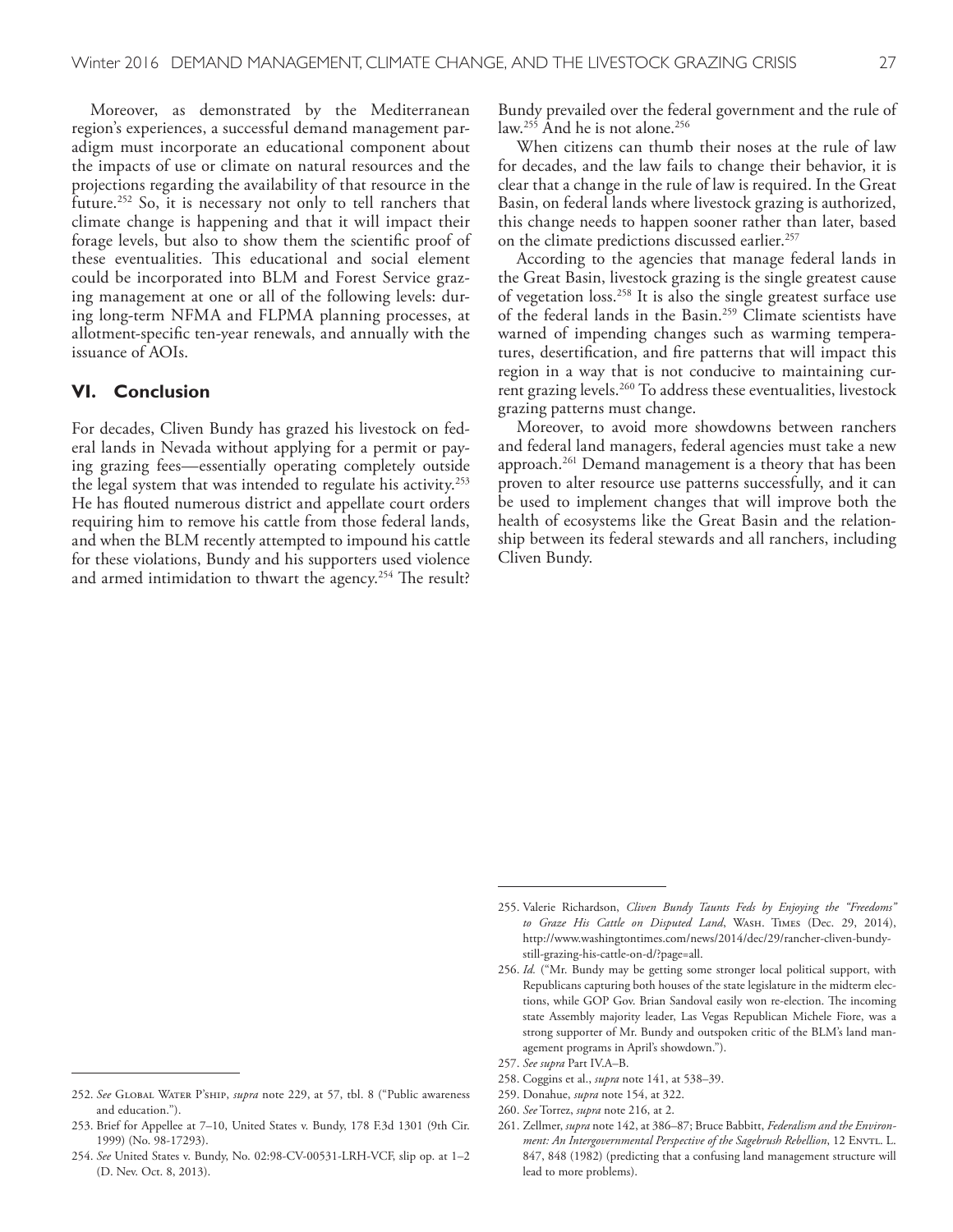Moreover, as demonstrated by the Mediterranean region's experiences, a successful demand management paradigm must incorporate an educational component about the impacts of use or climate on natural resources and the projections regarding the availability of that resource in the future.[252] So, it is necessary not only to tell ranchers that climate change is happening and that it will impact their forage levels, but also to show them the scientific proof of these eventualities. This educational and social element could be incorporated into BLM and Forest Service grazing management at one or all of the following levels: during long-term NFMA and FLPMA planning processes, at allotment-specific ten-year renewals, and annually with the issuance of AOIs.

## VI. Conclusion

For decades, Cliven Bundy has grazed his livestock on federal lands in Nevada without applying for a permit or paying grazing fees—essentially operating completely outside the legal system that was intended to regulate his activity.[253] He has flouted numerous district and appellate court orders requiring him to remove his cattle from those federal lands, and when the BLM recently attempted to impound his cattle for these violations, Bundy and his supporters used violence and armed intimidation to thwart the agency.[254] The result? Bundy prevailed over the federal government and the rule of law.[255] And he is not alone.[256]

When citizens can thumb their noses at the rule of law for decades, and the law fails to change their behavior, it is clear that a change in the rule of law is required. In the Great Basin, on federal lands where livestock grazing is authorized, this change needs to happen sooner rather than later, based on the climate predictions discussed earlier.[257]

According to the agencies that manage federal lands in the Great Basin, livestock grazing is the single greatest cause of vegetation loss.[258] It is also the single greatest surface use of the federal lands in the Basin.[259] Climate scientists have warned of impending changes such as warming temperatures, desertification, and fire patterns that will impact this region in a way that is not conducive to maintaining current grazing levels.[260] To address these eventualities, livestock grazing patterns must change.

Moreover, to avoid more showdowns between ranchers and federal land managers, federal agencies must take a new approach.[261] Demand management is a theory that has been proven to alter resource use patterns successfully, and it can be used to implement changes that will improve both the health of ecosystems like the Great Basin and the relationship between its federal stewards and all ranchers, including Cliven Bundy.

---

252. *See* Global Water P'ship, *supra* note 229, at 57, tbl. 8 ("Public awareness and education.").

253. Brief for Appellee at 7–10, United States v. Bundy, 178 F.3d 1301 (9th Cir. 1999) (No. 98-17293).

254. *See* United States v. Bundy, No. 02:98-CV-00531-LRH-VCF, slip op. at 1–2 (D. Nev. Oct. 8, 2013).

255. Valerie Richardson, *Cliven Bundy Taunts Feds by Enjoying the "Freedoms" to Graze His Cattle on Disputed Land*, Wash. Times (Dec. 29, 2014), http://www.washingtontimes.com/news/2014/dec/29/rancher-cliven-bundy-still-grazing-his-cattle-on-d/?page=all.

256. *Id.* ("Mr. Bundy may be getting some stronger local political support, with Republicans capturing both houses of the state legislature in the midterm elections, while GOP Gov. Brian Sandoval easily won re-election. The incoming state Assembly majority leader, Las Vegas Republican Michele Fiore, was a strong supporter of Mr. Bundy and outspoken critic of the BLM's land management programs in April's showdown.").

257. *See supra* Part IV.A–B.

258. Coggins et al., *supra* note 141, at 538–39.

259. Donahue, *supra* note 154, at 322.

260. *See* Torrez, *supra* note 216, at 2.

261. Zellmer, *supra* note 142, at 386–87; Bruce Babbitt, *Federalism and the Environment: An Intergovernmental Perspective of the Sagebrush Rebellion*, 12 Envtl. L. 847, 848 (1982) (predicting that a confusing land management structure will lead to more problems).